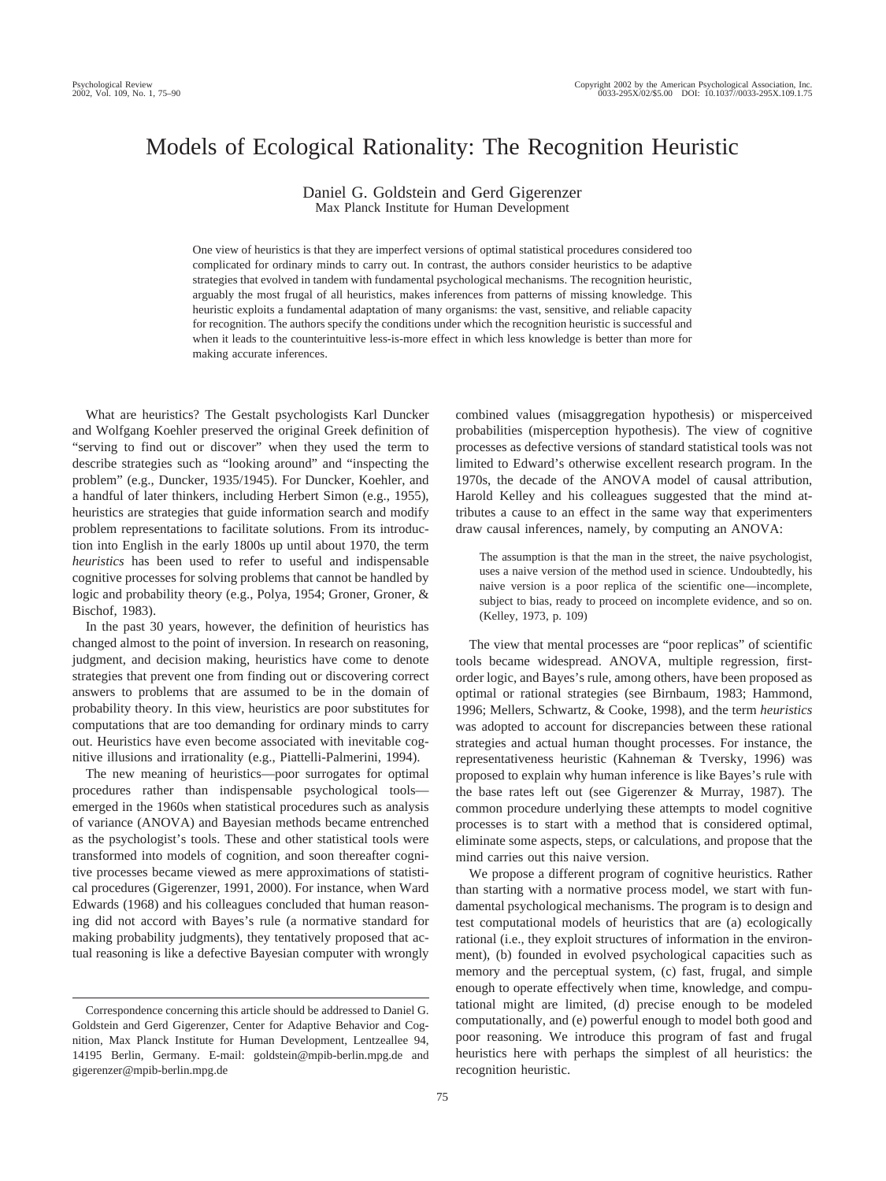# Models of Ecological Rationality: The Recognition Heuristic

Daniel G. Goldstein and Gerd Gigerenzer
Max Planck Institute for Human Development

One view of heuristics is that they are imperfect versions of optimal statistical procedures considered too complicated for ordinary minds to carry out. In contrast, the authors consider heuristics to be adaptive strategies that evolved in tandem with fundamental psychological mechanisms. The recognition heuristic, arguably the most frugal of all heuristics, makes inferences from patterns of missing knowledge. This heuristic exploits a fundamental adaptation of many organisms: the vast, sensitive, and reliable capacity for recognition. The authors specify the conditions under which the recognition heuristic is successful and when it leads to the counterintuitive less-is-more effect in which less knowledge is better than more for making accurate inferences.

What are heuristics? The Gestalt psychologists Karl Duncker and Wolfgang Koehler preserved the original Greek definition of "serving to find out or discover" when they used the term to describe strategies such as "looking around" and "inspecting the problem" (e.g., Duncker, 1935/1945). For Duncker, Koehler, and a handful of later thinkers, including Herbert Simon (e.g., 1955), heuristics are strategies that guide information search and modify problem representations to facilitate solutions. From its introduction into English in the early 1800s up until about 1970, the term *heuristics* has been used to refer to useful and indispensable cognitive processes for solving problems that cannot be handled by logic and probability theory (e.g., Polya, 1954; Groner, Groner, & Bischof, 1983).

In the past 30 years, however, the definition of heuristics has changed almost to the point of inversion. In research on reasoning, judgment, and decision making, heuristics have come to denote strategies that prevent one from finding out or discovering correct answers to problems that are assumed to be in the domain of probability theory. In this view, heuristics are poor substitutes for computations that are too demanding for ordinary minds to carry out. Heuristics have even become associated with inevitable cognitive illusions and irrationality (e.g., Piattelli-Palmerini, 1994).

The new meaning of heuristics—poor surrogates for optimal procedures rather than indispensable psychological tools—emerged in the 1960s when statistical procedures such as analysis of variance (ANOVA) and Bayesian methods became entrenched as the psychologist's tools. These and other statistical tools were transformed into models of cognition, and soon thereafter cognitive processes became viewed as mere approximations of statistical procedures (Gigerenzer, 1991, 2000). For instance, when Ward Edwards (1968) and his colleagues concluded that human reasoning did not accord with Bayes's rule (a normative standard for making probability judgments), they tentatively proposed that actual reasoning is like a defective Bayesian computer with wrongly combined values (misaggregation hypothesis) or misperceived probabilities (misperception hypothesis). The view of cognitive processes as defective versions of standard statistical tools was not limited to Edward's otherwise excellent research program. In the 1970s, the decade of the ANOVA model of causal attribution, Harold Kelley and his colleagues suggested that the mind attributes a cause to an effect in the same way that experimenters draw causal inferences, namely, by computing an ANOVA:

> The assumption is that the man in the street, the naive psychologist, uses a naive version of the method used in science. Undoubtedly, his naive version is a poor replica of the scientific one—incomplete, subject to bias, ready to proceed on incomplete evidence, and so on. (Kelley, 1973, p. 109)

The view that mental processes are "poor replicas" of scientific tools became widespread. ANOVA, multiple regression, first-order logic, and Bayes's rule, among others, have been proposed as optimal or rational strategies (see Birnbaum, 1983; Hammond, 1996; Mellers, Schwartz, & Cooke, 1998), and the term *heuristics* was adopted to account for discrepancies between these rational strategies and actual human thought processes. For instance, the representativeness heuristic (Kahneman & Tversky, 1996) was proposed to explain why human inference is like Bayes's rule with the base rates left out (see Gigerenzer & Murray, 1987). The common procedure underlying these attempts to model cognitive processes is to start with a method that is considered optimal, eliminate some aspects, steps, or calculations, and propose that the mind carries out this naive version.

We propose a different program of cognitive heuristics. Rather than starting with a normative process model, we start with fundamental psychological mechanisms. The program is to design and test computational models of heuristics that are (a) ecologically rational (i.e., they exploit structures of information in the environment), (b) founded in evolved psychological capacities such as memory and the perceptual system, (c) fast, frugal, and simple enough to operate effectively when time, knowledge, and computational might are limited, (d) precise enough to be modeled computationally, and (e) powerful enough to model both good and poor reasoning. We introduce this program of fast and frugal heuristics here with perhaps the simplest of all heuristics: the recognition heuristic.

Correspondence concerning this article should be addressed to Daniel G. Goldstein and Gerd Gigerenzer, Center for Adaptive Behavior and Cognition, Max Planck Institute for Human Development, Lentzeallee 94, 14195 Berlin, Germany. E-mail: goldstein@mpib-berlin.mpg.de and gigerenzer@mpib-berlin.mpg.de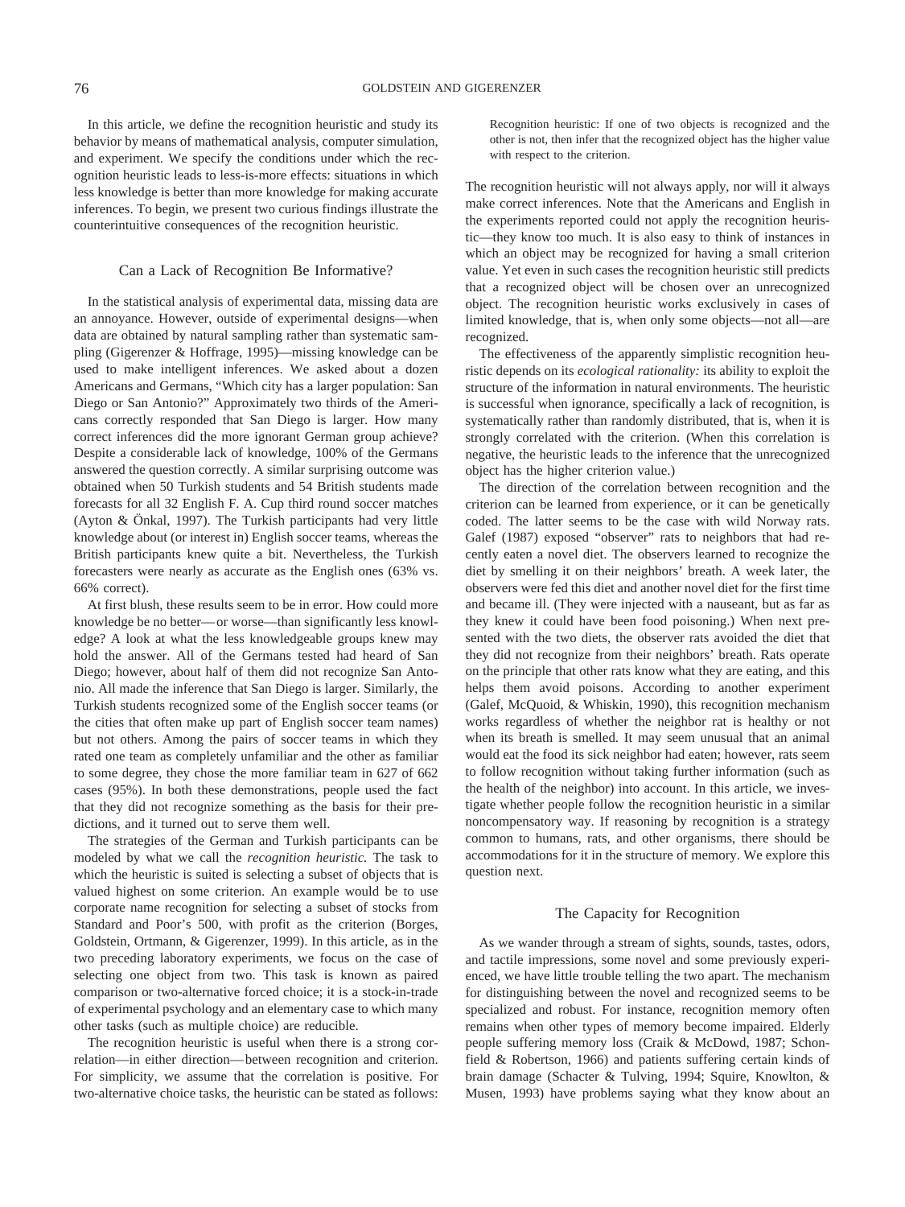In this article, we define the recognition heuristic and study its behavior by means of mathematical analysis, computer simulation, and experiment. We specify the conditions under which the recognition heuristic leads to less-is-more effects: situations in which less knowledge is better than more knowledge for making accurate inferences. To begin, we present two curious findings illustrate the counterintuitive consequences of the recognition heuristic.

## Can a Lack of Recognition Be Informative?

In the statistical analysis of experimental data, missing data are an annoyance. However, outside of experimental designs—when data are obtained by natural sampling rather than systematic sampling (Gigerenzer & Hoffrage, 1995)—missing knowledge can be used to make intelligent inferences. We asked about a dozen Americans and Germans, "Which city has a larger population: San Diego or San Antonio?" Approximately two thirds of the Americans correctly responded that San Diego is larger. How many correct inferences did the more ignorant German group achieve? Despite a considerable lack of knowledge, 100% of the Germans answered the question correctly. A similar surprising outcome was obtained when 50 Turkish students and 54 British students made forecasts for all 32 English F. A. Cup third round soccer matches (Ayton & Önkal, 1997). The Turkish participants had very little knowledge about (or interest in) English soccer teams, whereas the British participants knew quite a bit. Nevertheless, the Turkish forecasters were nearly as accurate as the English ones (63% vs. 66% correct).

At first blush, these results seem to be in error. How could more knowledge be no better—or worse—than significantly less knowledge? A look at what the less knowledgeable groups knew may hold the answer. All of the Germans tested had heard of San Diego; however, about half of them did not recognize San Antonio. All made the inference that San Diego is larger. Similarly, the Turkish students recognized some of the English soccer teams (or the cities that often make up part of English soccer team names) but not others. Among the pairs of soccer teams in which they rated one team as completely unfamiliar and the other as familiar to some degree, they chose the more familiar team in 627 of 662 cases (95%). In both these demonstrations, people used the fact that they did not recognize something as the basis for their predictions, and it turned out to serve them well.

The strategies of the German and Turkish participants can be modeled by what we call the *recognition heuristic.* The task to which the heuristic is suited is selecting a subset of objects that is valued highest on some criterion. An example would be to use corporate name recognition for selecting a subset of stocks from Standard and Poor's 500, with profit as the criterion (Borges, Goldstein, Ortmann, & Gigerenzer, 1999). In this article, as in the two preceding laboratory experiments, we focus on the case of selecting one object from two. This task is known as paired comparison or two-alternative forced choice; it is a stock-in-trade of experimental psychology and an elementary case to which many other tasks (such as multiple choice) are reducible.

The recognition heuristic is useful when there is a strong correlation—in either direction—between recognition and criterion. For simplicity, we assume that the correlation is positive. For two-alternative choice tasks, the heuristic can be stated as follows:

> Recognition heuristic: If one of two objects is recognized and the other is not, then infer that the recognized object has the higher value with respect to the criterion.

The recognition heuristic will not always apply, nor will it always make correct inferences. Note that the Americans and English in the experiments reported could not apply the recognition heuristic—they know too much. It is also easy to think of instances in which an object may be recognized for having a small criterion value. Yet even in such cases the recognition heuristic still predicts that a recognized object will be chosen over an unrecognized object. The recognition heuristic works exclusively in cases of limited knowledge, that is, when only some objects—not all—are recognized.

The effectiveness of the apparently simplistic recognition heuristic depends on its *ecological rationality:* its ability to exploit the structure of the information in natural environments. The heuristic is successful when ignorance, specifically a lack of recognition, is systematically rather than randomly distributed, that is, when it is strongly correlated with the criterion. (When this correlation is negative, the heuristic leads to the inference that the unrecognized object has the higher criterion value.)

The direction of the correlation between recognition and the criterion can be learned from experience, or it can be genetically coded. The latter seems to be the case with wild Norway rats. Galef (1987) exposed "observer" rats to neighbors that had recently eaten a novel diet. The observers learned to recognize the diet by smelling it on their neighbors' breath. A week later, the observers were fed this diet and another novel diet for the first time and became ill. (They were injected with a nauseant, but as far as they knew it could have been food poisoning.) When next presented with the two diets, the observer rats avoided the diet that they did not recognize from their neighbors' breath. Rats operate on the principle that other rats know what they are eating, and this helps them avoid poisons. According to another experiment (Galef, McQuoid, & Whiskin, 1990), this recognition mechanism works regardless of whether the neighbor rat is healthy or not when its breath is smelled. It may seem unusual that an animal would eat the food its sick neighbor had eaten; however, rats seem to follow recognition without taking further information (such as the health of the neighbor) into account. In this article, we investigate whether people follow the recognition heuristic in a similar noncompensatory way. If reasoning by recognition is a strategy common to humans, rats, and other organisms, there should be accommodations for it in the structure of memory. We explore this question next.

## The Capacity for Recognition

As we wander through a stream of sights, sounds, tastes, odors, and tactile impressions, some novel and some previously experienced, we have little trouble telling the two apart. The mechanism for distinguishing between the novel and recognized seems to be specialized and robust. For instance, recognition memory often remains when other types of memory become impaired. Elderly people suffering memory loss (Craik & McDowd, 1987; Schonfield & Robertson, 1966) and patients suffering certain kinds of brain damage (Schacter & Tulving, 1994; Squire, Knowlton, & Musen, 1993) have problems saying what they know about an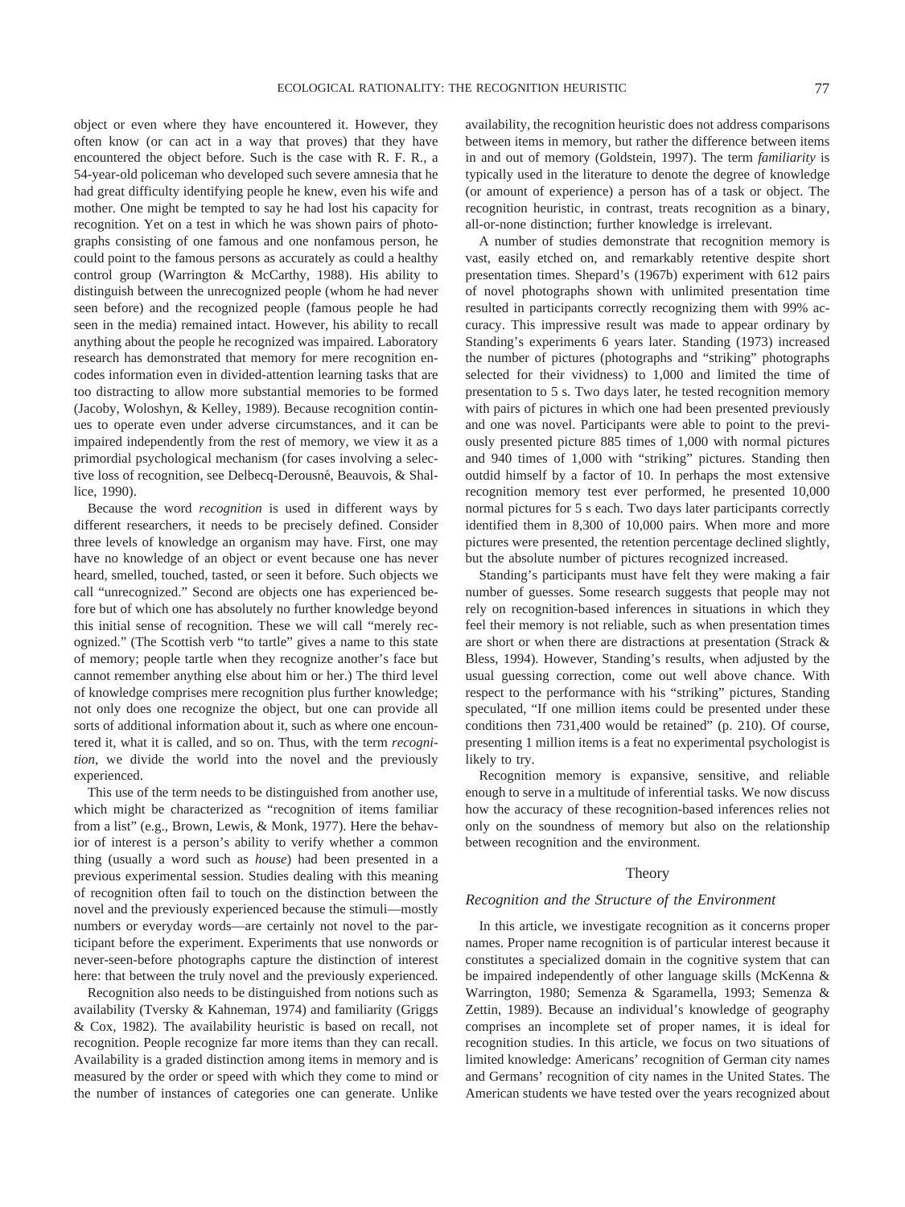object or even where they have encountered it. However, they often know (or can act in a way that proves) that they have encountered the object before. Such is the case with R. F. R., a 54-year-old policeman who developed such severe amnesia that he had great difficulty identifying people he knew, even his wife and mother. One might be tempted to say he had lost his capacity for recognition. Yet on a test in which he was shown pairs of photographs consisting of one famous and one nonfamous person, he could point to the famous persons as accurately as could a healthy control group (Warrington & McCarthy, 1988). His ability to distinguish between the unrecognized people (whom he had never seen before) and the recognized people (famous people he had seen in the media) remained intact. However, his ability to recall anything about the people he recognized was impaired. Laboratory research has demonstrated that memory for mere recognition encodes information even in divided-attention learning tasks that are too distracting to allow more substantial memories to be formed (Jacoby, Woloshyn, & Kelley, 1989). Because recognition continues to operate even under adverse circumstances, and it can be impaired independently from the rest of memory, we view it as a primordial psychological mechanism (for cases involving a selective loss of recognition, see Delbecq-Derousné, Beauvois, & Shallice, 1990).

Because the word *recognition* is used in different ways by different researchers, it needs to be precisely defined. Consider three levels of knowledge an organism may have. First, one may have no knowledge of an object or event because one has never heard, smelled, touched, tasted, or seen it before. Such objects we call "unrecognized." Second are objects one has experienced before but of which one has absolutely no further knowledge beyond this initial sense of recognition. These we will call "merely recognized." (The Scottish verb "to tartle" gives a name to this state of memory; people tartle when they recognize another's face but cannot remember anything else about him or her.) The third level of knowledge comprises mere recognition plus further knowledge; not only does one recognize the object, but one can provide all sorts of additional information about it, such as where one encountered it, what it is called, and so on. Thus, with the term *recognition*, we divide the world into the novel and the previously experienced.

This use of the term needs to be distinguished from another use, which might be characterized as "recognition of items familiar from a list" (e.g., Brown, Lewis, & Monk, 1977). Here the behavior of interest is a person's ability to verify whether a common thing (usually a word such as *house*) had been presented in a previous experimental session. Studies dealing with this meaning of recognition often fail to touch on the distinction between the novel and the previously experienced because the stimuli—mostly numbers or everyday words—are certainly not novel to the participant before the experiment. Experiments that use nonwords or never-seen-before photographs capture the distinction of interest here: that between the truly novel and the previously experienced.

Recognition also needs to be distinguished from notions such as availability (Tversky & Kahneman, 1974) and familiarity (Griggs & Cox, 1982). The availability heuristic is based on recall, not recognition. People recognize far more items than they can recall. Availability is a graded distinction among items in memory and is measured by the order or speed with which they come to mind or the number of instances of categories one can generate. Unlike availability, the recognition heuristic does not address comparisons between items in memory, but rather the difference between items in and out of memory (Goldstein, 1997). The term *familiarity* is typically used in the literature to denote the degree of knowledge (or amount of experience) a person has of a task or object. The recognition heuristic, in contrast, treats recognition as a binary, all-or-none distinction; further knowledge is irrelevant.

A number of studies demonstrate that recognition memory is vast, easily etched on, and remarkably retentive despite short presentation times. Shepard's (1967b) experiment with 612 pairs of novel photographs shown with unlimited presentation time resulted in participants correctly recognizing them with 99% accuracy. This impressive result was made to appear ordinary by Standing's experiments 6 years later. Standing (1973) increased the number of pictures (photographs and "striking" photographs selected for their vividness) to 1,000 and limited the time of presentation to 5 s. Two days later, he tested recognition memory with pairs of pictures in which one had been presented previously and one was novel. Participants were able to point to the previously presented picture 885 times of 1,000 with normal pictures and 940 times of 1,000 with "striking" pictures. Standing then outdid himself by a factor of 10. In perhaps the most extensive recognition memory test ever performed, he presented 10,000 normal pictures for 5 s each. Two days later participants correctly identified them in 8,300 of 10,000 pairs. When more and more pictures were presented, the retention percentage declined slightly, but the absolute number of pictures recognized increased.

Standing's participants must have felt they were making a fair number of guesses. Some research suggests that people may not rely on recognition-based inferences in situations in which they feel their memory is not reliable, such as when presentation times are short or when there are distractions at presentation (Strack & Bless, 1994). However, Standing's results, when adjusted by the usual guessing correction, come out well above chance. With respect to the performance with his "striking" pictures, Standing speculated, "If one million items could be presented under these conditions then 731,400 would be retained" (p. 210). Of course, presenting 1 million items is a feat no experimental psychologist is likely to try.

Recognition memory is expansive, sensitive, and reliable enough to serve in a multitude of inferential tasks. We now discuss how the accuracy of these recognition-based inferences relies not only on the soundness of memory but also on the relationship between recognition and the environment.

## Theory

### *Recognition and the Structure of the Environment*

In this article, we investigate recognition as it concerns proper names. Proper name recognition is of particular interest because it constitutes a specialized domain in the cognitive system that can be impaired independently of other language skills (McKenna & Warrington, 1980; Semenza & Sgaramella, 1993; Semenza & Zettin, 1989). Because an individual's knowledge of geography comprises an incomplete set of proper names, it is ideal for recognition studies. In this article, we focus on two situations of limited knowledge: Americans' recognition of German city names and Germans' recognition of city names in the United States. The American students we have tested over the years recognized about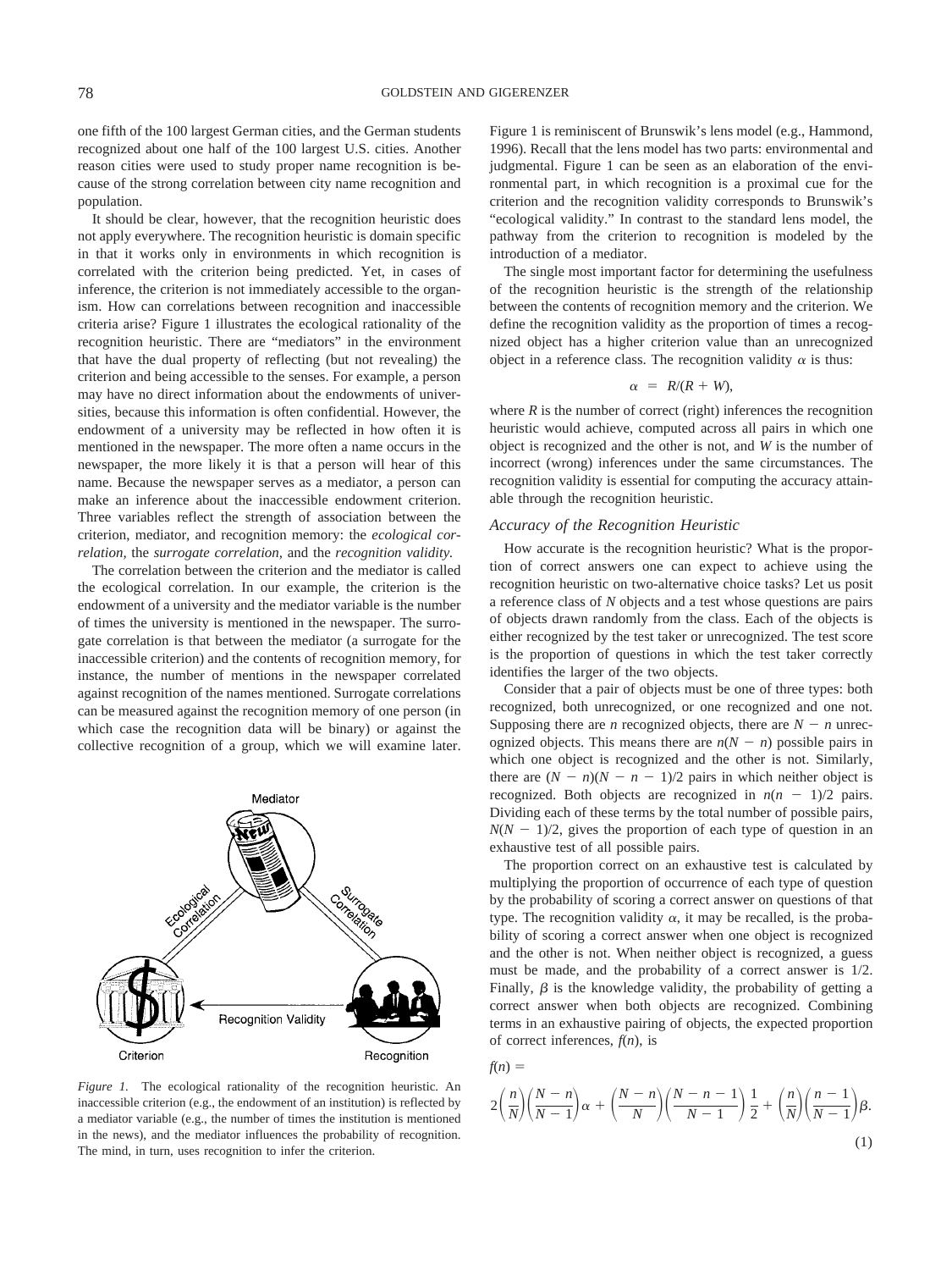one fifth of the 100 largest German cities, and the German students recognized about one half of the 100 largest U.S. cities. Another reason cities were used to study proper name recognition is because of the strong correlation between city name recognition and population.

It should be clear, however, that the recognition heuristic does not apply everywhere. The recognition heuristic is domain specific in that it works only in environments in which recognition is correlated with the criterion being predicted. Yet, in cases of inference, the criterion is not immediately accessible to the organism. How can correlations between recognition and inaccessible criteria arise? Figure 1 illustrates the ecological rationality of the recognition heuristic. There are "mediators" in the environment that have the dual property of reflecting (but not revealing) the criterion and being accessible to the senses. For example, a person may have no direct information about the endowments of universities, because this information is often confidential. However, the endowment of a university may be reflected in how often it is mentioned in the newspaper. The more often a name occurs in the newspaper, the more likely it is that a person will hear of this name. Because the newspaper serves as a mediator, a person can make an inference about the inaccessible endowment criterion. Three variables reflect the strength of association between the criterion, mediator, and recognition memory: the *ecological correlation,* the *surrogate correlation,* and the *recognition validity.*

The correlation between the criterion and the mediator is called the ecological correlation. In our example, the criterion is the endowment of a university and the mediator variable is the number of times the university is mentioned in the newspaper. The surrogate correlation is that between the mediator (a surrogate for the inaccessible criterion) and the contents of recognition memory, for instance, the number of mentions in the newspaper correlated against recognition of the names mentioned. Surrogate correlations can be measured against the recognition memory of one person (in which case the recognition data will be binary) or against the collective recognition of a group, which we will examine later.

*Figure 1.* The ecological rationality of the recognition heuristic. An inaccessible criterion (e.g., the endowment of an institution) is reflected by a mediator variable (e.g., the number of times the institution is mentioned in the news), and the mediator influences the probability of recognition. The mind, in turn, uses recognition to infer the criterion.

Figure 1 is reminiscent of Brunswik's lens model (e.g., Hammond, 1996). Recall that the lens model has two parts: environmental and judgmental. Figure 1 can be seen as an elaboration of the environmental part, in which recognition is a proximal cue for the criterion and the recognition validity corresponds to Brunswik's "ecological validity." In contrast to the standard lens model, the pathway from the criterion to recognition is modeled by the introduction of a mediator.

The single most important factor for determining the usefulness of the recognition heuristic is the strength of the relationship between the contents of recognition memory and the criterion. We define the recognition validity as the proportion of times a recognized object has a higher criterion value than an unrecognized object in a reference class. The recognition validity $\alpha$ is thus:

$$\alpha = R/(R + W),$$

where $R$ is the number of correct (right) inferences the recognition heuristic would achieve, computed across all pairs in which one object is recognized and the other is not, and $W$ is the number of incorrect (wrong) inferences under the same circumstances. The recognition validity is essential for computing the accuracy attainable through the recognition heuristic.

### Accuracy of the Recognition Heuristic

How accurate is the recognition heuristic? What is the proportion of correct answers one can expect to achieve using the recognition heuristic on two-alternative choice tasks? Let us posit a reference class of $N$ objects and a test whose questions are pairs of objects drawn randomly from the class. Each of the objects is either recognized by the test taker or unrecognized. The test score is the proportion of questions in which the test taker correctly identifies the larger of the two objects.

Consider that a pair of objects must be one of three types: both recognized, both unrecognized, or one recognized and one not. Supposing there are $n$ recognized objects, there are $N - n$ unrecognized objects. This means there are $n(N - n)$ possible pairs in which one object is recognized and the other is not. Similarly, there are $(N - n)(N - n - 1)/2$ pairs in which neither object is recognized. Both objects are recognized in $n(n - 1)/2$ pairs. Dividing each of these terms by the total number of possible pairs, $N(N - 1)/2$, gives the proportion of each type of question in an exhaustive test of all possible pairs.

The proportion correct on an exhaustive test is calculated by multiplying the proportion of occurrence of each type of question by the probability of scoring a correct answer on questions of that type. The recognition validity $\alpha$, it may be recalled, is the probability of scoring a correct answer when one object is recognized and the other is not. When neither object is recognized, a guess must be made, and the probability of a correct answer is 1/2. Finally, $\beta$ is the knowledge validity, the probability of getting a correct answer when both objects are recognized. Combining terms in an exhaustive pairing of objects, the expected proportion of correct inferences, $f(n)$, is

$$f(n) = 2\left(\frac{n}{N}\right)\left(\frac{N-n}{N-1}\right)\alpha + \left(\frac{N-n}{N}\right)\left(\frac{N-n-1}{N-1}\right)\frac{1}{2} + \left(\frac{n}{N}\right)\left(\frac{n-1}{N-1}\right)\beta. \quad (1)$$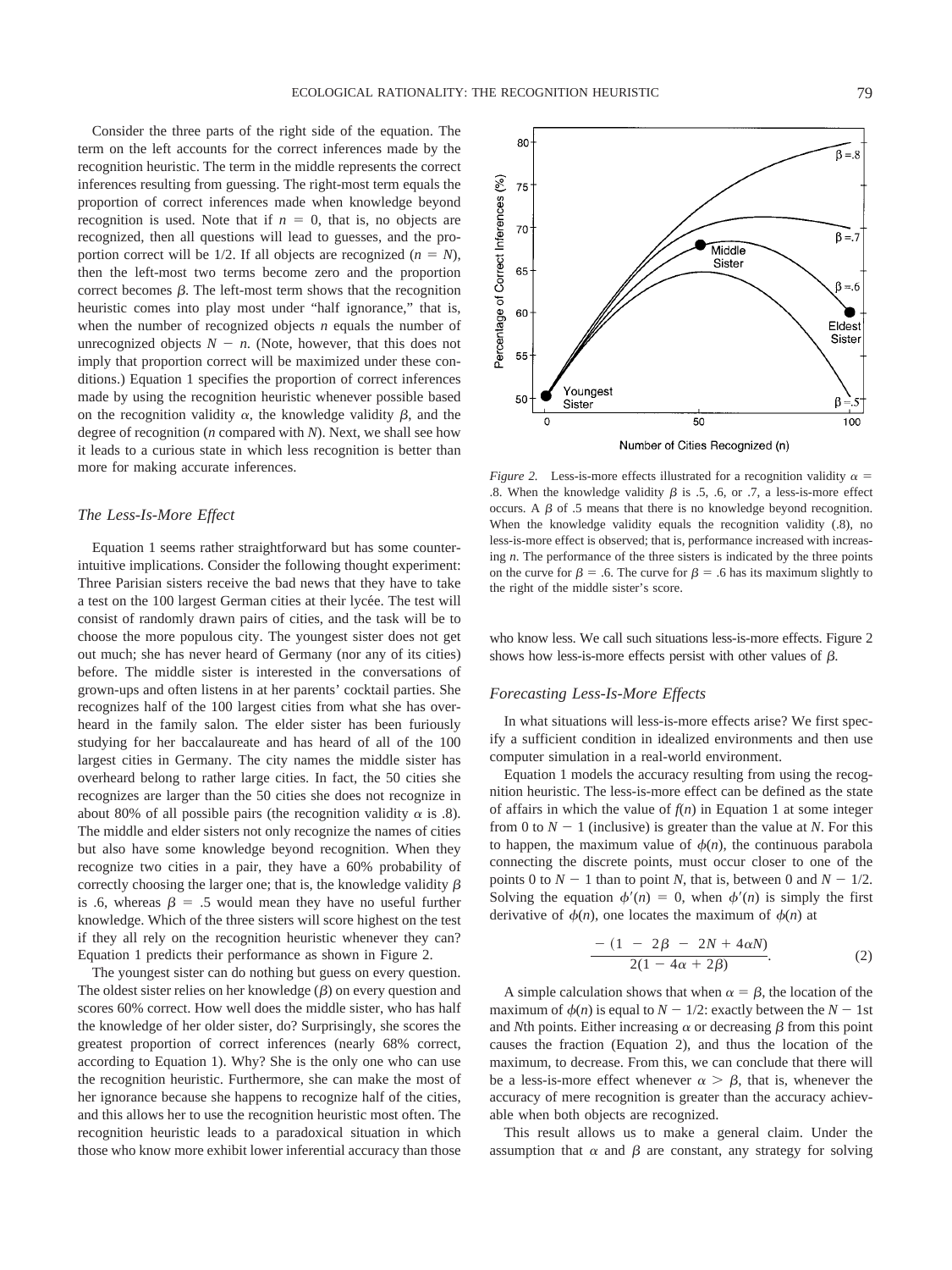Consider the three parts of the right side of the equation. The term on the left accounts for the correct inferences made by the recognition heuristic. The term in the middle represents the correct inferences resulting from guessing. The right-most term equals the proportion of correct inferences made when knowledge beyond recognition is used. Note that if $n = 0$, that is, no objects are recognized, then all questions will lead to guesses, and the proportion correct will be 1/2. If all objects are recognized ($n = N$), then the left-most two terms become zero and the proportion correct becomes $\beta$. The left-most term shows that the recognition heuristic comes into play most under "half ignorance," that is, when the number of recognized objects $n$ equals the number of unrecognized objects $N - n$. (Note, however, that this does not imply that proportion correct will be maximized under these conditions.) Equation 1 specifies the proportion of correct inferences made by using the recognition heuristic whenever possible based on the recognition validity $\alpha$, the knowledge validity $\beta$, and the degree of recognition ($n$ compared with $N$). Next, we shall see how it leads to a curious state in which less recognition is better than more for making accurate inferences.

### *The Less-Is-More Effect*

Equation 1 seems rather straightforward but has some counterintuitive implications. Consider the following thought experiment: Three Parisian sisters receive the bad news that they have to take a test on the 100 largest German cities at their lycée. The test will consist of randomly drawn pairs of cities, and the task will be to choose the more populous city. The youngest sister does not get out much; she has never heard of Germany (nor any of its cities) before. The middle sister is interested in the conversations of grown-ups and often listens in at her parents' cocktail parties. She recognizes half of the 100 largest cities from what she has overheard in the family salon. The elder sister has been furiously studying for her baccalaureate and has heard of all of the 100 largest cities in Germany. The city names the middle sister has overheard belong to rather large cities. In fact, the 50 cities she recognizes are larger than the 50 cities she does not recognize in about 80% of all possible pairs (the recognition validity $\alpha$ is .8). The middle and elder sisters not only recognize the names of cities but also have some knowledge beyond recognition. When they recognize two cities in a pair, they have a 60% probability of correctly choosing the larger one; that is, the knowledge validity $\beta$ is .6, whereas $\beta = .5$ would mean they have no useful further knowledge. Which of the three sisters will score highest on the test if they all rely on the recognition heuristic whenever they can? Equation 1 predicts their performance as shown in Figure 2.

The youngest sister can do nothing but guess on every question. The oldest sister relies on her knowledge ($\beta$) on every question and scores 60% correct. How well does the middle sister, who has half the knowledge of her older sister, do? Surprisingly, she scores the greatest proportion of correct inferences (nearly 68% correct, according to Equation 1). Why? She is the only one who can use the recognition heuristic. Furthermore, she can make the most of her ignorance because she happens to recognize half of the cities, and this allows her to use the recognition heuristic most often. The recognition heuristic leads to a paradoxical situation in which those who know more exhibit lower inferential accuracy than those who know less. We call such situations less-is-more effects. Figure 2 shows how less-is-more effects persist with other values of $\beta$.

*Figure 2.* Less-is-more effects illustrated for a recognition validity $\alpha$ = .8. When the knowledge validity $\beta$ is .5, .6, or .7, a less-is-more effect occurs. A $\beta$ of .5 means that there is no knowledge beyond recognition. When the knowledge validity equals the recognition validity (.8), no less-is-more effect is observed; that is, performance increased with increasing $n$. The performance of the three sisters is indicated by the three points on the curve for $\beta$ = .6. The curve for $\beta$ = .6 has its maximum slightly to the right of the middle sister's score.

### *Forecasting Less-Is-More Effects*

In what situations will less-is-more effects arise? We first specify a sufficient condition in idealized environments and then use computer simulation in a real-world environment.

Equation 1 models the accuracy resulting from using the recognition heuristic. The less-is-more effect can be defined as the state of affairs in which the value of $f(n)$ in Equation 1 at some integer from 0 to $N - 1$ (inclusive) is greater than the value at $N$. For this to happen, the maximum value of $\phi(n)$, the continuous parabola connecting the discrete points, must occur closer to one of the points 0 to $N - 1$ than to point $N$, that is, between 0 and $N - 1/2$. Solving the equation $\phi'(n) = 0$, when $\phi'(n)$ is simply the first derivative of $\phi(n)$, one locates the maximum of $\phi(n)$ at

$$\frac{-(1 - 2\beta - 2N + 4\alpha N)}{2(1 - 4\alpha + 2\beta)}. \qquad (2)$$

A simple calculation shows that when $\alpha = \beta$, the location of the maximum of $\phi(n)$ is equal to $N - 1/2$: exactly between the $N - 1$st and $N$th points. Either increasing $\alpha$ or decreasing $\beta$ from this point causes the fraction (Equation 2), and thus the location of the maximum, to decrease. From this, we can conclude that there will be a less-is-more effect whenever $\alpha > \beta$, that is, whenever the accuracy of mere recognition is greater than the accuracy achievable when both objects are recognized.

This result allows us to make a general claim. Under the assumption that $\alpha$ and $\beta$ are constant, any strategy for solving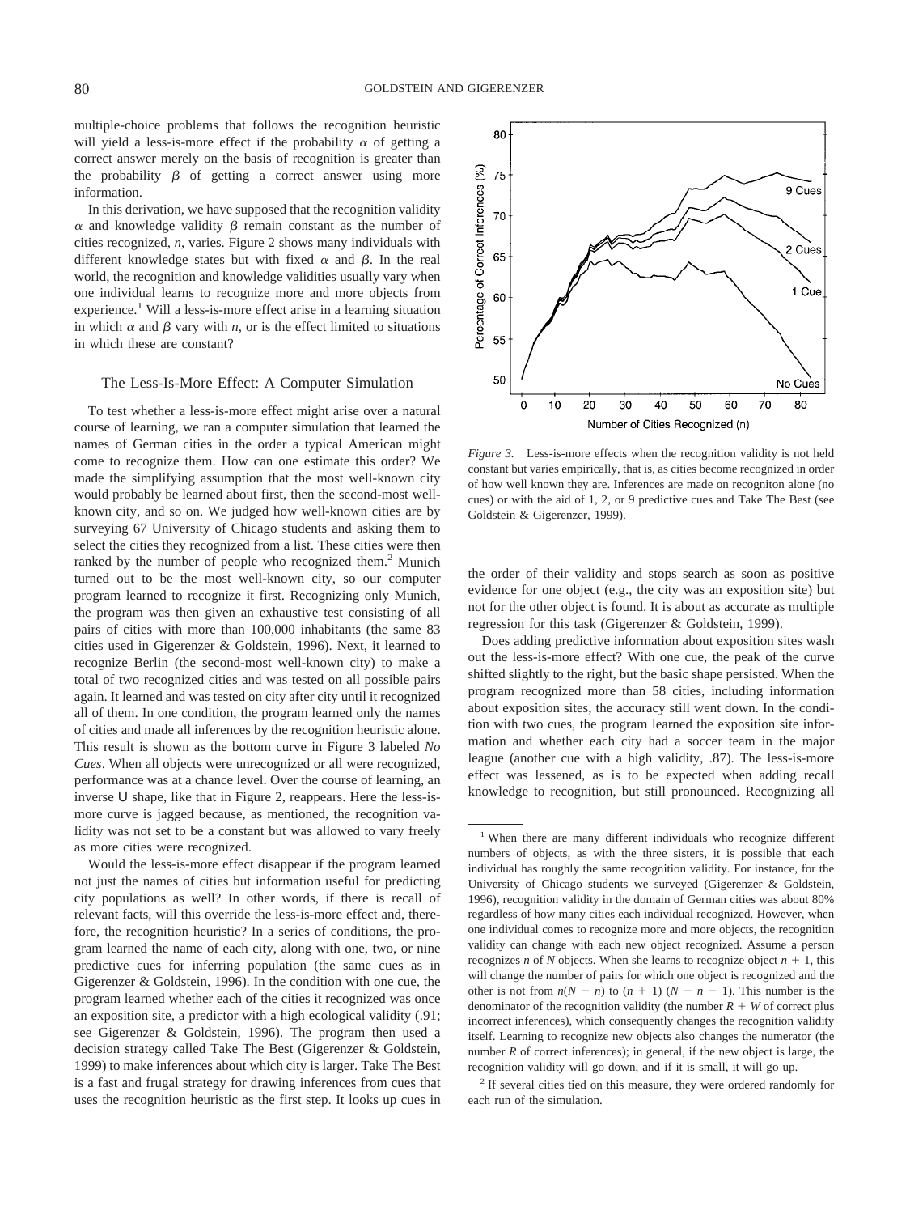multiple-choice problems that follows the recognition heuristic will yield a less-is-more effect if the probability $\alpha$ of getting a correct answer merely on the basis of recognition is greater than the probability $\beta$ of getting a correct answer using more information.

In this derivation, we have supposed that the recognition validity $\alpha$ and knowledge validity $\beta$ remain constant as the number of cities recognized, $n$, varies. Figure 2 shows many individuals with different knowledge states but with fixed $\alpha$ and $\beta$. In the real world, the recognition and knowledge validities usually vary when one individual learns to recognize more and more objects from experience.[1] Will a less-is-more effect arise in a learning situation in which $\alpha$ and $\beta$ vary with $n$, or is the effect limited to situations in which these are constant?

## The Less-Is-More Effect: A Computer Simulation

To test whether a less-is-more effect might arise over a natural course of learning, we ran a computer simulation that learned the names of German cities in the order a typical American might come to recognize them. How can one estimate this order? We made the simplifying assumption that the most well-known city would probably be learned about first, then the second-most well-known city, and so on. We judged how well-known cities are by surveying 67 University of Chicago students and asking them to select the cities they recognized from a list. These cities were then ranked by the number of people who recognized them.[2] Munich turned out to be the most well-known city, so our computer program learned to recognize it first. Recognizing only Munich, the program was then given an exhaustive test consisting of all pairs of cities with more than 100,000 inhabitants (the same 83 cities used in Gigerenzer & Goldstein, 1996). Next, it learned to recognize Berlin (the second-most well-known city) to make a total of two recognized cities and was tested on all possible pairs again. It learned and was tested on city after city until it recognized all of them. In one condition, the program learned only the names of cities and made all inferences by the recognition heuristic alone. This result is shown as the bottom curve in Figure 3 labeled *No Cues*. When all objects were unrecognized or all were recognized, performance was at a chance level. Over the course of learning, an inverse U shape, like that in Figure 2, reappears. Here the less-is-more curve is jagged because, as mentioned, the recognition validity was not set to be a constant but was allowed to vary freely as more cities were recognized.

Would the less-is-more effect disappear if the program learned not just the names of cities but information useful for predicting city populations as well? In other words, if there is recall of relevant facts, will this override the less-is-more effect and, therefore, the recognition heuristic? In a series of conditions, the program learned the name of each city, along with one, two, or nine predictive cues for inferring population (the same cues as in Gigerenzer & Goldstein, 1996). In the condition with one cue, the program learned whether each of the cities it recognized was once an exposition site, a predictor with a high ecological validity (.91; see Gigerenzer & Goldstein, 1996). The program then used a decision strategy called Take The Best (Gigerenzer & Goldstein, 1999) to make inferences about which city is larger. Take The Best is a fast and frugal strategy for drawing inferences from cues that uses the recognition heuristic as the first step. It looks up cues in the order of their validity and stops search as soon as positive evidence for one object (e.g., the city was an exposition site) but not for the other object is found. It is about as accurate as multiple regression for this task (Gigerenzer & Goldstein, 1999).

*Figure 3.* Less-is-more effects when the recognition validity is not held constant but varies empirically, that is, as cities become recognized in order of how well known they are. Inferences are made on recogniton alone (no cues) or with the aid of 1, 2, or 9 predictive cues and Take The Best (see Goldstein & Gigerenzer, 1999).

Does adding predictive information about exposition sites wash out the less-is-more effect? With one cue, the peak of the curve shifted slightly to the right, but the basic shape persisted. When the program recognized more than 58 cities, including information about exposition sites, the accuracy still went down. In the condition with two cues, the program learned the exposition site information and whether each city had a soccer team in the major league (another cue with a high validity, .87). The less-is-more effect was lessened, as is to be expected when adding recall knowledge to recognition, but still pronounced. Recognizing all

[1] When there are many different individuals who recognize different numbers of objects, as with the three sisters, it is possible that each individual has roughly the same recognition validity. For instance, for the University of Chicago students we surveyed (Gigerenzer & Goldstein, 1996), recognition validity in the domain of German cities was about 80% regardless of how many cities each individual recognized. However, when one individual comes to recognize more and more objects, the recognition validity can change with each new object recognized. Assume a person recognizes $n$ of $N$ objects. When she learns to recognize object $n + 1$, this will change the number of pairs for which one object is recognized and the other is not from $n(N - n)$ to $(n + 1)(N - n - 1)$. This number is the denominator of the recognition validity (the number $R + W$ of correct plus incorrect inferences), which consequently changes the recognition validity itself. Learning to recognize new objects also changes the numerator (the number $R$ of correct inferences); in general, if the new object is large, the recognition validity will go down, and if it is small, it will go up.

[2] If several cities tied on this measure, they were ordered randomly for each run of the simulation.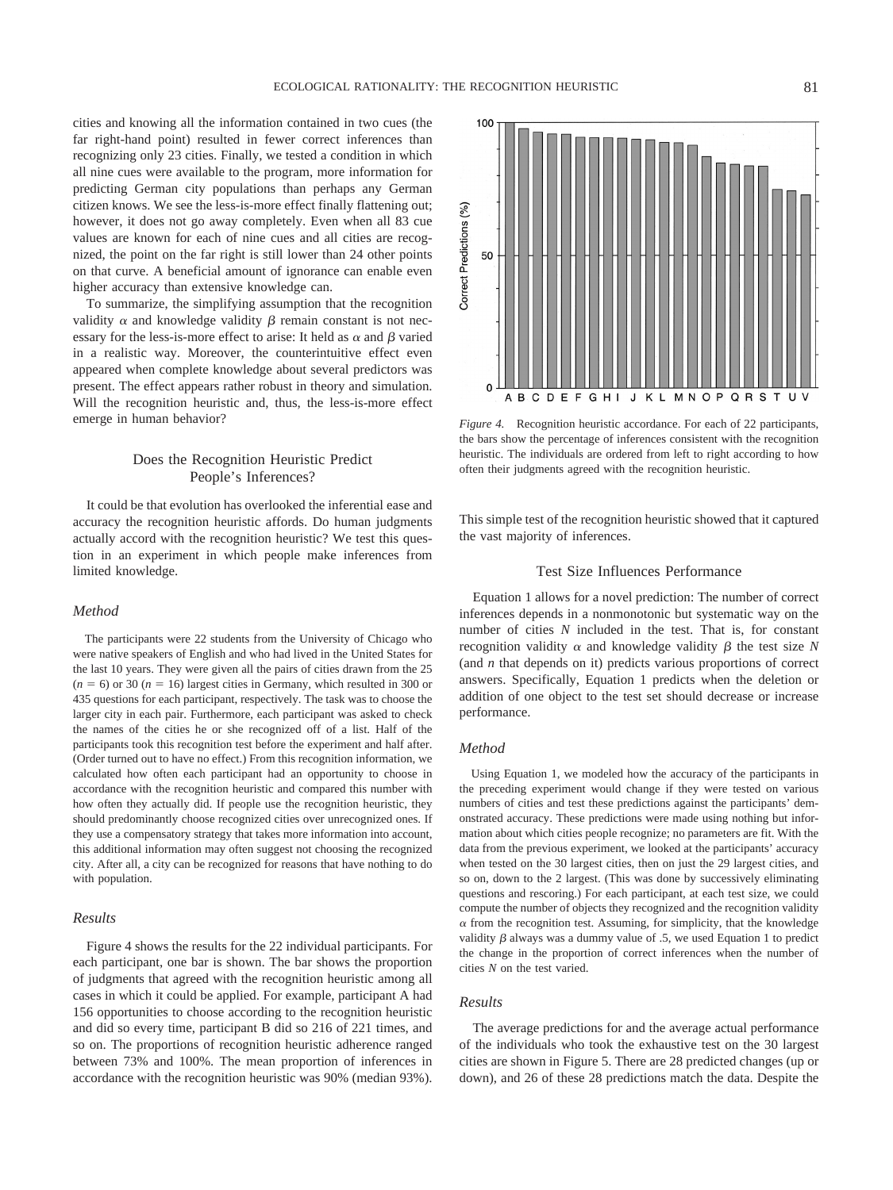cities and knowing all the information contained in two cues (the far right-hand point) resulted in fewer correct inferences than recognizing only 23 cities. Finally, we tested a condition in which all nine cues were available to the program, more information for predicting German city populations than perhaps any German citizen knows. We see the less-is-more effect finally flattening out; however, it does not go away completely. Even when all 83 cue values are known for each of nine cues and all cities are recognized, the point on the far right is still lower than 24 other points on that curve. A beneficial amount of ignorance can enable even higher accuracy than extensive knowledge can.

To summarize, the simplifying assumption that the recognition validity $\alpha$ and knowledge validity $\beta$ remain constant is not necessary for the less-is-more effect to arise: It held as $\alpha$ and $\beta$ varied in a realistic way. Moreover, the counterintuitive effect even appeared when complete knowledge about several predictors was present. The effect appears rather robust in theory and simulation. Will the recognition heuristic and, thus, the less-is-more effect emerge in human behavior?

## Does the Recognition Heuristic Predict People's Inferences?

It could be that evolution has overlooked the inferential ease and accuracy the recognition heuristic affords. Do human judgments actually accord with the recognition heuristic? We test this question in an experiment in which people make inferences from limited knowledge.

### *Method*

The participants were 22 students from the University of Chicago who were native speakers of English and who had lived in the United States for the last 10 years. They were given all the pairs of cities drawn from the 25 ($n = 6$) or 30 ($n = 16$) largest cities in Germany, which resulted in 300 or 435 questions for each participant, respectively. The task was to choose the larger city in each pair. Furthermore, each participant was asked to check the names of the cities he or she recognized off of a list. Half of the participants took this recognition test before the experiment and half after. (Order turned out to have no effect.) From this recognition information, we calculated how often each participant had an opportunity to choose in accordance with the recognition heuristic and compared this number with how often they actually did. If people use the recognition heuristic, they should predominantly choose recognized cities over unrecognized ones. If they use a compensatory strategy that takes more information into account, this additional information may often suggest not choosing the recognized city. After all, a city can be recognized for reasons that have nothing to do with population.

### *Results*

Figure 4 shows the results for the 22 individual participants. For each participant, one bar is shown. The bar shows the proportion of judgments that agreed with the recognition heuristic among all cases in which it could be applied. For example, participant A had 156 opportunities to choose according to the recognition heuristic and did so every time, participant B did so 216 of 221 times, and so on. The proportions of recognition heuristic adherence ranged between 73% and 100%. The mean proportion of inferences in accordance with the recognition heuristic was 90% (median 93%).

*Figure 4.* Recognition heuristic accordance. For each of 22 participants, the bars show the percentage of inferences consistent with the recognition heuristic. The individuals are ordered from left to right according to how often their judgments agreed with the recognition heuristic.

This simple test of the recognition heuristic showed that it captured the vast majority of inferences.

## Test Size Influences Performance

Equation 1 allows for a novel prediction: The number of correct inferences depends in a nonmonotonic but systematic way on the number of cities $N$ included in the test. That is, for constant recognition validity $\alpha$ and knowledge validity $\beta$ the test size $N$ (and $n$ that depends on it) predicts various proportions of correct answers. Specifically, Equation 1 predicts when the deletion or addition of one object to the test set should decrease or increase performance.

### *Method*

Using Equation 1, we modeled how the accuracy of the participants in the preceding experiment would change if they were tested on various numbers of cities and test these predictions against the participants' demonstrated accuracy. These predictions were made using nothing but information about which cities people recognize; no parameters are fit. With the data from the previous experiment, we looked at the participants' accuracy when tested on the 30 largest cities, then on just the 29 largest cities, and so on, down to the 2 largest. (This was done by successively eliminating questions and rescoring.) For each participant, at each test size, we could compute the number of objects they recognized and the recognition validity $\alpha$ from the recognition test. Assuming, for simplicity, that the knowledge validity $\beta$ always was a dummy value of .5, we used Equation 1 to predict the change in the proportion of correct inferences when the number of cities $N$ on the test varied.

### *Results*

The average predictions for and the average actual performance of the individuals who took the exhaustive test on the 30 largest cities are shown in Figure 5. There are 28 predicted changes (up or down), and 26 of these 28 predictions match the data. Despite the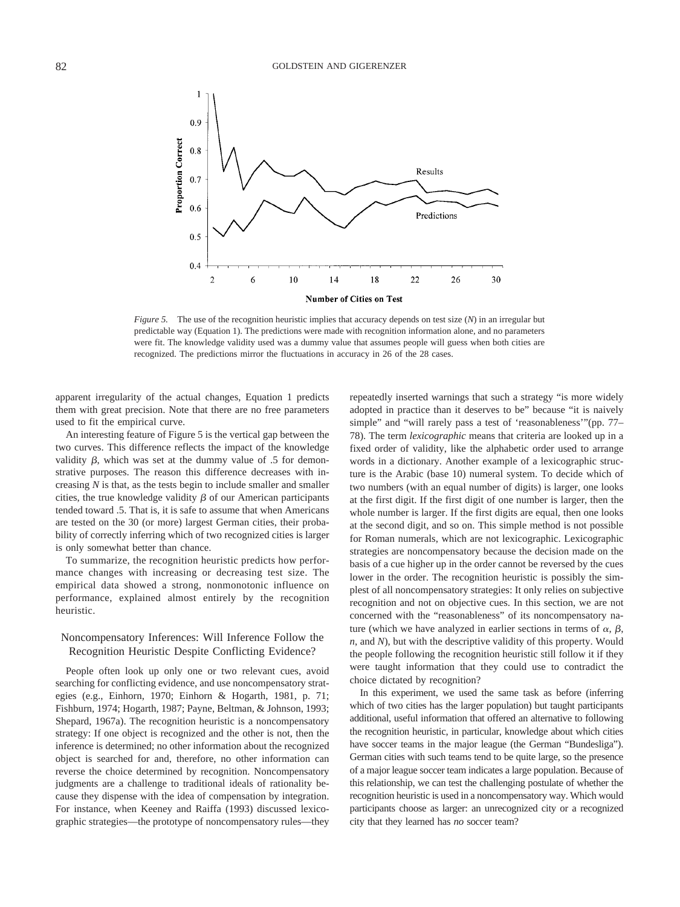Proportion Correct

1
0.9
0.8
0.7
0.6
0.5
0.4

2 6 10 14 18 22 26 30

Number of Cities on Test

Results

Predictions

*Figure 5.* The use of the recognition heuristic implies that accuracy depends on test size ($N$) in an irregular but predictable way (Equation 1). The predictions were made with recognition information alone, and no parameters were fit. The knowledge validity used was a dummy value that assumes people will guess when both cities are recognized. The predictions mirror the fluctuations in accuracy in 26 of the 28 cases.

apparent irregularity of the actual changes, Equation 1 predicts them with great precision. Note that there are no free parameters used to fit the empirical curve.

An interesting feature of Figure 5 is the vertical gap between the two curves. This difference reflects the impact of the knowledge validity $\beta$, which was set at the dummy value of .5 for demonstrative purposes. The reason this difference decreases with increasing $N$ is that, as the tests begin to include smaller and smaller cities, the true knowledge validity $\beta$ of our American participants tended toward .5. That is, it is safe to assume that when Americans are tested on the 30 (or more) largest German cities, their probability of correctly inferring which of two recognized cities is larger is only somewhat better than chance.

To summarize, the recognition heuristic predicts how performance changes with increasing or decreasing test size. The empirical data showed a strong, nonmonotonic influence on performance, explained almost entirely by the recognition heuristic.

## Noncompensatory Inferences: Will Inference Follow the Recognition Heuristic Despite Conflicting Evidence?

People often look up only one or two relevant cues, avoid searching for conflicting evidence, and use noncompensatory strategies (e.g., Einhorn, 1970; Einhorn & Hogarth, 1981, p. 71; Fishburn, 1974; Hogarth, 1987; Payne, Beltman, & Johnson, 1993; Shepard, 1967a). The recognition heuristic is a noncompensatory strategy: If one object is recognized and the other is not, then the inference is determined; no other information about the recognized object is searched for and, therefore, no other information can reverse the choice determined by recognition. Noncompensatory judgments are a challenge to traditional ideals of rationality because they dispense with the idea of compensation by integration. For instance, when Keeney and Raiffa (1993) discussed lexicographic strategies—the prototype of noncompensatory rules—they repeatedly inserted warnings that such a strategy "is more widely adopted in practice than it deserves to be" because "it is naively simple" and "will rarely pass a test of 'reasonableness'"(pp. 77–78). The term *lexicographic* means that criteria are looked up in a fixed order of validity, like the alphabetic order used to arrange words in a dictionary. Another example of a lexicographic structure is the Arabic (base 10) numeral system. To decide which of two numbers (with an equal number of digits) is larger, one looks at the first digit. If the first digit of one number is larger, then the whole number is larger. If the first digits are equal, then one looks at the second digit, and so on. This simple method is not possible for Roman numerals, which are not lexicographic. Lexicographic strategies are noncompensatory because the decision made on the basis of a cue higher up in the order cannot be reversed by the cues lower in the order. The recognition heuristic is possibly the simplest of all noncompensatory strategies: It only relies on subjective recognition and not on objective cues. In this section, we are not concerned with the "reasonableness" of its noncompensatory nature (which we have analyzed in earlier sections in terms of $\alpha$, $\beta$, $n$, and $N$), but with the descriptive validity of this property. Would the people following the recognition heuristic still follow it if they were taught information that they could use to contradict the choice dictated by recognition?

In this experiment, we used the same task as before (inferring which of two cities has the larger population) but taught participants additional, useful information that offered an alternative to following the recognition heuristic, in particular, knowledge about which cities have soccer teams in the major league (the German "Bundesliga"). German cities with such teams tend to be quite large, so the presence of a major league soccer team indicates a large population. Because of this relationship, we can test the challenging postulate of whether the recognition heuristic is used in a noncompensatory way. Which would participants choose as larger: an unrecognized city or a recognized city that they learned has *no* soccer team?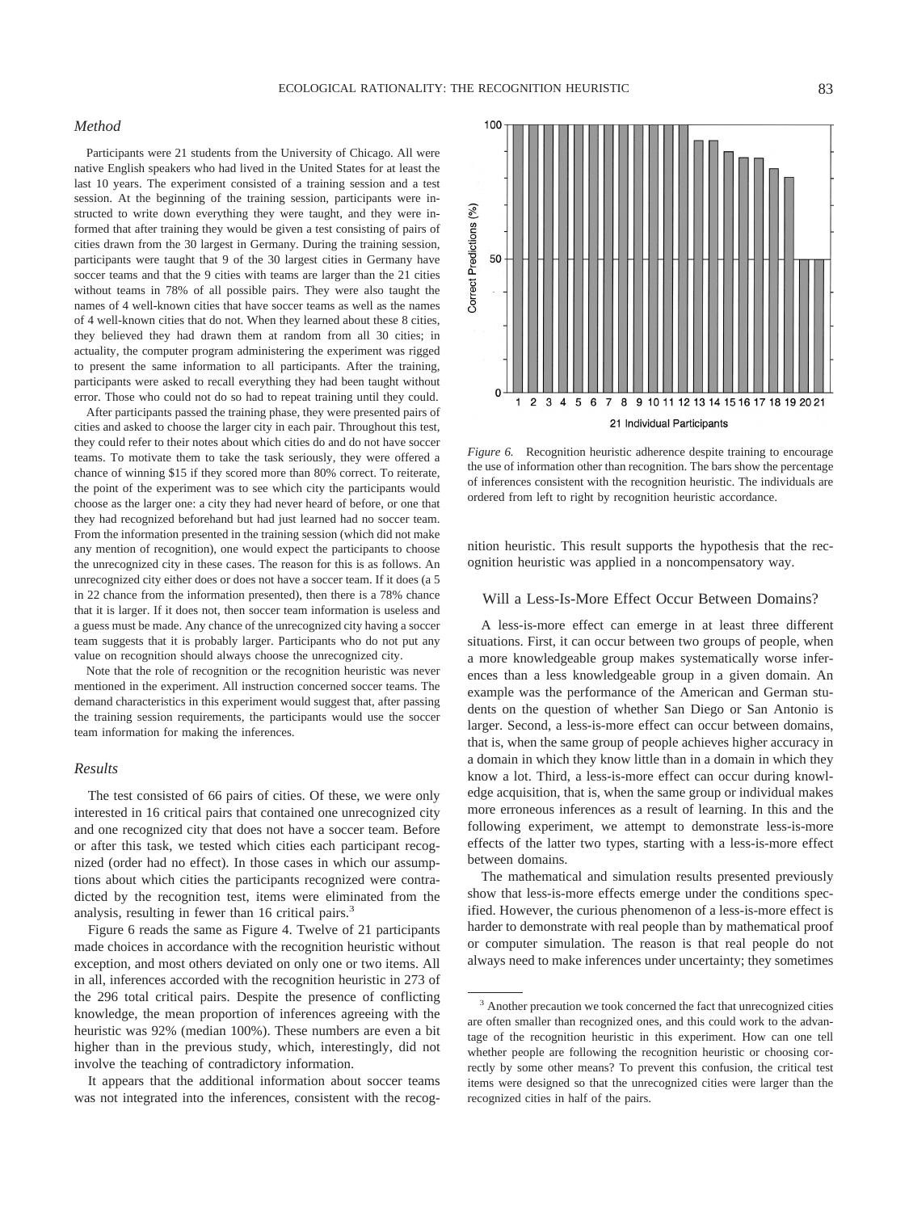### Method

Participants were 21 students from the University of Chicago. All were native English speakers who had lived in the United States for at least the last 10 years. The experiment consisted of a training session and a test session. At the beginning of the training session, participants were instructed to write down everything they were taught, and they were informed that after training they would be given a test consisting of pairs of cities drawn from the 30 largest in Germany. During the training session, participants were taught that 9 of the 30 largest cities in Germany have soccer teams and that the 9 cities with teams are larger than the 21 cities without teams in 78% of all possible pairs. They were also taught the names of 4 well-known cities that have soccer teams as well as the names of 4 well-known cities that do not. When they learned about these 8 cities, they believed they had drawn them at random from all 30 cities; in actuality, the computer program administering the experiment was rigged to present the same information to all participants. After the training, participants were asked to recall everything they had been taught without error. Those who could not do so had to repeat training until they could.

After participants passed the training phase, they were presented pairs of cities and asked to choose the larger city in each pair. Throughout this test, they could refer to their notes about which cities do and do not have soccer teams. To motivate them to take the task seriously, they were offered a chance of winning $15 if they scored more than 80% correct. To reiterate, the point of the experiment was to see which city the participants would choose as the larger one: a city they had never heard of before, or one that they had recognized beforehand but had just learned had no soccer team. From the information presented in the training session (which did not make any mention of recognition), one would expect the participants to choose the unrecognized city in these cases. The reason for this is as follows. An unrecognized city either does or does not have a soccer team. If it does (a 5 in 22 chance from the information presented), then there is a 78% chance that it is larger. If it does not, then soccer team information is useless and a guess must be made. Any chance of the unrecognized city having a soccer team suggests that it is probably larger. Participants who do not put any value on recognition should always choose the unrecognized city.

Note that the role of recognition or the recognition heuristic was never mentioned in the experiment. All instruction concerned soccer teams. The demand characteristics in this experiment would suggest that, after passing the training session requirements, the participants would use the soccer team information for making the inferences.

### Results

The test consisted of 66 pairs of cities. Of these, we were only interested in 16 critical pairs that contained one unrecognized city and one recognized city that does not have a soccer team. Before or after this task, we tested which cities each participant recognized (order had no effect). In those cases in which our assumptions about which cities the participants recognized were contradicted by the recognition test, items were eliminated from the analysis, resulting in fewer than 16 critical pairs.[3]

Figure 6 reads the same as Figure 4. Twelve of 21 participants made choices in accordance with the recognition heuristic without exception, and most others deviated on only one or two items. All in all, inferences accorded with the recognition heuristic in 273 of the 296 total critical pairs. Despite the presence of conflicting knowledge, the mean proportion of inferences agreeing with the heuristic was 92% (median 100%). These numbers are even a bit higher than in the previous study, which, interestingly, did not involve the teaching of contradictory information.

It appears that the additional information about soccer teams was not integrated into the inferences, consistent with the recognition heuristic. This result supports the hypothesis that the recognition heuristic was applied in a noncompensatory way.

Correct Predictions (%)
100
50
0
1 2 3 4 5 6 7 8 9 10 11 12 13 14 15 16 17 18 19 20 21
21 Individual Participants

*Figure 6.* Recognition heuristic adherence despite training to encourage the use of information other than recognition. The bars show the percentage of inferences consistent with the recognition heuristic. The individuals are ordered from left to right by recognition heuristic accordance.

## Will a Less-Is-More Effect Occur Between Domains?

A less-is-more effect can emerge in at least three different situations. First, it can occur between two groups of people, when a more knowledgeable group makes systematically worse inferences than a less knowledgeable group in a given domain. An example was the performance of the American and German students on the question of whether San Diego or San Antonio is larger. Second, a less-is-more effect can occur between domains, that is, when the same group of people achieves higher accuracy in a domain in which they know little than in a domain in which they know a lot. Third, a less-is-more effect can occur during knowledge acquisition, that is, when the same group or individual makes more erroneous inferences as a result of learning. In this and the following experiment, we attempt to demonstrate less-is-more effects of the latter two types, starting with a less-is-more effect between domains.

The mathematical and simulation results presented previously show that less-is-more effects emerge under the conditions specified. However, the curious phenomenon of a less-is-more effect is harder to demonstrate with real people than by mathematical proof or computer simulation. The reason is that real people do not always need to make inferences under uncertainty; they sometimes

[3] Another precaution we took concerned the fact that unrecognized cities are often smaller than recognized ones, and this could work to the advantage of the recognition heuristic in this experiment. How can one tell whether people are following the recognition heuristic or choosing correctly by some other means? To prevent this confusion, the critical test items were designed so that the unrecognized cities were larger than the recognized cities in half of the pairs.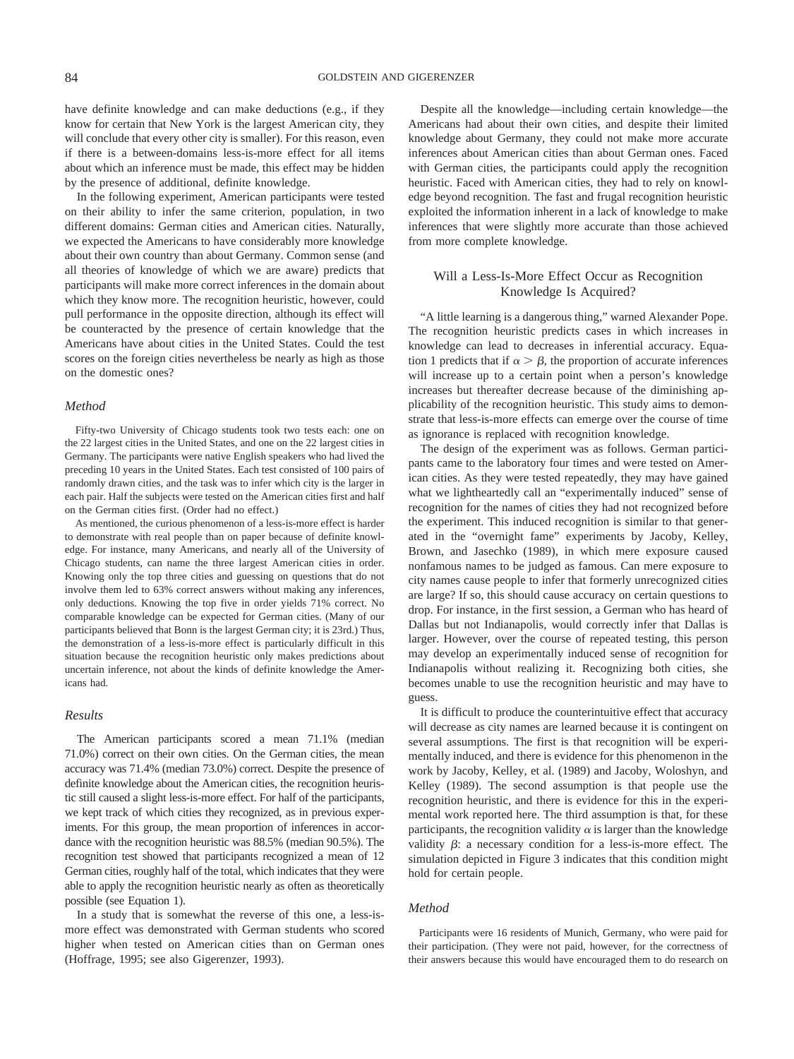have definite knowledge and can make deductions (e.g., if they know for certain that New York is the largest American city, they will conclude that every other city is smaller). For this reason, even if there is a between-domains less-is-more effect for all items about which an inference must be made, this effect may be hidden by the presence of additional, definite knowledge.

In the following experiment, American participants were tested on their ability to infer the same criterion, population, in two different domains: German cities and American cities. Naturally, we expected the Americans to have considerably more knowledge about their own country than about Germany. Common sense (and all theories of knowledge of which we are aware) predicts that participants will make more correct inferences in the domain about which they know more. The recognition heuristic, however, could pull performance in the opposite direction, although its effect will be counteracted by the presence of certain knowledge that the Americans have about cities in the United States. Could the test scores on the foreign cities nevertheless be nearly as high as those on the domestic ones?

### *Method*

Fifty-two University of Chicago students took two tests each: one on the 22 largest cities in the United States, and one on the 22 largest cities in Germany. The participants were native English speakers who had lived the preceding 10 years in the United States. Each test consisted of 100 pairs of randomly drawn cities, and the task was to infer which city is the larger in each pair. Half the subjects were tested on the American cities first and half on the German cities first. (Order had no effect.)

As mentioned, the curious phenomenon of a less-is-more effect is harder to demonstrate with real people than on paper because of definite knowledge. For instance, many Americans, and nearly all of the University of Chicago students, can name the three largest American cities in order. Knowing only the top three cities and guessing on questions that do not involve them led to 63% correct answers without making any inferences, only deductions. Knowing the top five in order yields 71% correct. No comparable knowledge can be expected for German cities. (Many of our participants believed that Bonn is the largest German city; it is 23rd.) Thus, the demonstration of a less-is-more effect is particularly difficult in this situation because the recognition heuristic only makes predictions about uncertain inference, not about the kinds of definite knowledge the Americans had.

### *Results*

The American participants scored a mean 71.1% (median 71.0%) correct on their own cities. On the German cities, the mean accuracy was 71.4% (median 73.0%) correct. Despite the presence of definite knowledge about the American cities, the recognition heuristic still caused a slight less-is-more effect. For half of the participants, we kept track of which cities they recognized, as in previous experiments. For this group, the mean proportion of inferences in accordance with the recognition heuristic was 88.5% (median 90.5%). The recognition test showed that participants recognized a mean of 12 German cities, roughly half of the total, which indicates that they were able to apply the recognition heuristic nearly as often as theoretically possible (see Equation 1).

In a study that is somewhat the reverse of this one, a less-is-more effect was demonstrated with German students who scored higher when tested on American cities than on German ones (Hoffrage, 1995; see also Gigerenzer, 1993).

Despite all the knowledge—including certain knowledge—the Americans had about their own cities, and despite their limited knowledge about Germany, they could not make more accurate inferences about American cities than about German ones. Faced with German cities, the participants could apply the recognition heuristic. Faced with American cities, they had to rely on knowledge beyond recognition. The fast and frugal recognition heuristic exploited the information inherent in a lack of knowledge to make inferences that were slightly more accurate than those achieved from more complete knowledge.

## Will a Less-Is-More Effect Occur as Recognition Knowledge Is Acquired?

"A little learning is a dangerous thing," warned Alexander Pope. The recognition heuristic predicts cases in which increases in knowledge can lead to decreases in inferential accuracy. Equation 1 predicts that if $\alpha > \beta$, the proportion of accurate inferences will increase up to a certain point when a person's knowledge increases but thereafter decrease because of the diminishing applicability of the recognition heuristic. This study aims to demonstrate that less-is-more effects can emerge over the course of time as ignorance is replaced with recognition knowledge.

The design of the experiment was as follows. German participants came to the laboratory four times and were tested on American cities. As they were tested repeatedly, they may have gained what we lightheartedly call an "experimentally induced" sense of recognition for the names of cities they had not recognized before the experiment. This induced recognition is similar to that generated in the "overnight fame" experiments by Jacoby, Kelley, Brown, and Jasechko (1989), in which mere exposure caused nonfamous names to be judged as famous. Can mere exposure to city names cause people to infer that formerly unrecognized cities are large? If so, this should cause accuracy on certain questions to drop. For instance, in the first session, a German who has heard of Dallas but not Indianapolis, would correctly infer that Dallas is larger. However, over the course of repeated testing, this person may develop an experimentally induced sense of recognition for Indianapolis without realizing it. Recognizing both cities, she becomes unable to use the recognition heuristic and may have to guess.

It is difficult to produce the counterintuitive effect that accuracy will decrease as city names are learned because it is contingent on several assumptions. The first is that recognition will be experimentally induced, and there is evidence for this phenomenon in the work by Jacoby, Kelley, et al. (1989) and Jacoby, Woloshyn, and Kelley (1989). The second assumption is that people use the recognition heuristic, and there is evidence for this in the experimental work reported here. The third assumption is that, for these participants, the recognition validity $\alpha$ is larger than the knowledge validity $\beta$: a necessary condition for a less-is-more effect. The simulation depicted in Figure 3 indicates that this condition might hold for certain people.

### *Method*

Participants were 16 residents of Munich, Germany, who were paid for their participation. (They were not paid, however, for the correctness of their answers because this would have encouraged them to do research on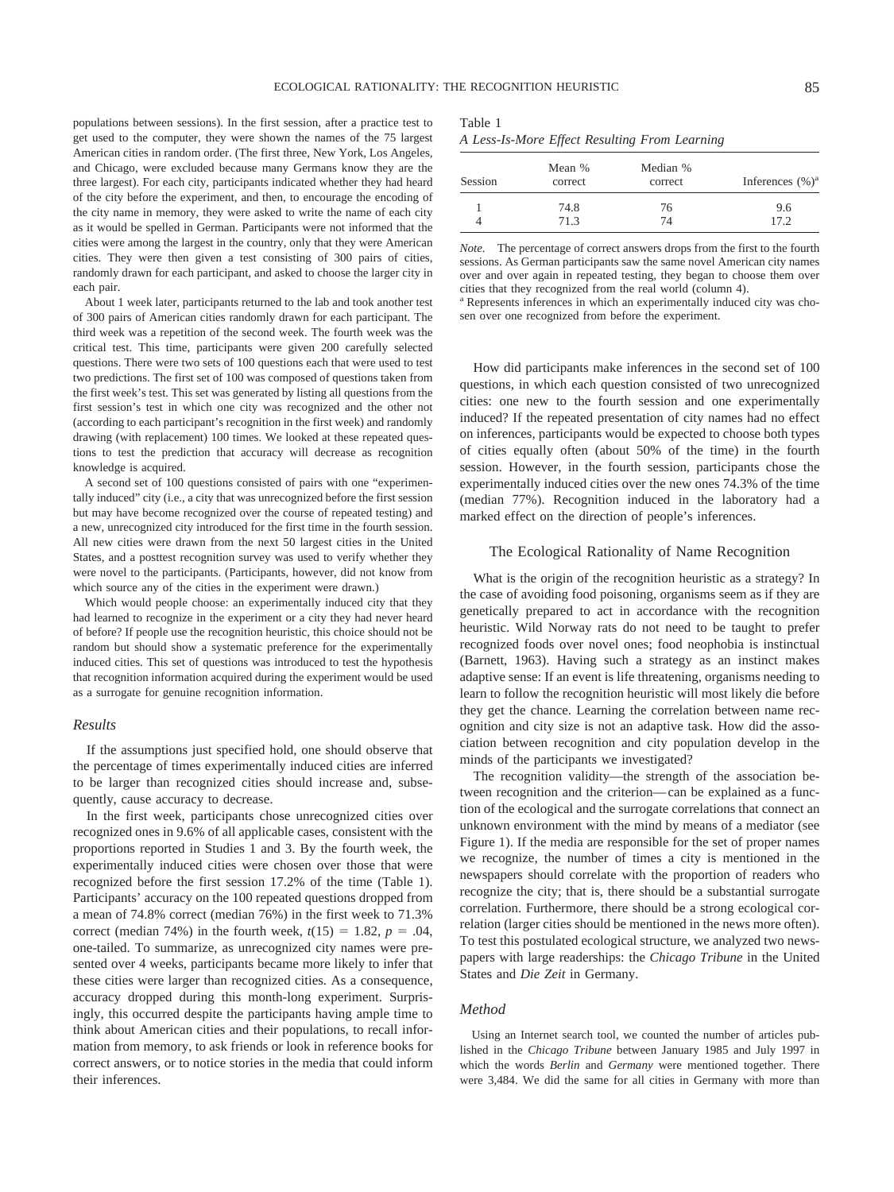populations between sessions). In the first session, after a practice test to get used to the computer, they were shown the names of the 75 largest American cities in random order. (The first three, New York, Los Angeles, and Chicago, were excluded because many Germans know they are the three largest). For each city, participants indicated whether they had heard of the city before the experiment, and then, to encourage the encoding of the city name in memory, they were asked to write the name of each city as it would be spelled in German. Participants were not informed that the cities were among the largest in the country, only that they were American cities. They were then given a test consisting of 300 pairs of cities, randomly drawn for each participant, and asked to choose the larger city in each pair.

About 1 week later, participants returned to the lab and took another test of 300 pairs of American cities randomly drawn for each participant. The third week was a repetition of the second week. The fourth week was the critical test. This time, participants were given 200 carefully selected questions. There were two sets of 100 questions each that were used to test two predictions. The first set of 100 was composed of questions taken from the first week's test. This set was generated by listing all questions from the first session's test in which one city was recognized and the other not (according to each participant's recognition in the first week) and randomly drawing (with replacement) 100 times. We looked at these repeated questions to test the prediction that accuracy will decrease as recognition knowledge is acquired.

A second set of 100 questions consisted of pairs with one "experimentally induced" city (i.e., a city that was unrecognized before the first session but may have become recognized over the course of repeated testing) and a new, unrecognized city introduced for the first time in the fourth session. All new cities were drawn from the next 50 largest cities in the United States, and a posttest recognition survey was used to verify whether they were novel to the participants. (Participants, however, did not know from which source any of the cities in the experiment were drawn.)

Which would people choose: an experimentally induced city that they had learned to recognize in the experiment or a city they had never heard of before? If people use the recognition heuristic, this choice should not be random but should show a systematic preference for the experimentally induced cities. This set of questions was introduced to test the hypothesis that recognition information acquired during the experiment would be used as a surrogate for genuine recognition information.

### *Results*

If the assumptions just specified hold, one should observe that the percentage of times experimentally induced cities are inferred to be larger than recognized cities should increase and, subsequently, cause accuracy to decrease.

In the first week, participants chose unrecognized cities over recognized ones in 9.6% of all applicable cases, consistent with the proportions reported in Studies 1 and 3. By the fourth week, the experimentally induced cities were chosen over those that were recognized before the first session 17.2% of the time (Table 1). Participants' accuracy on the 100 repeated questions dropped from a mean of 74.8% correct (median 76%) in the first week to 71.3% correct (median 74%) in the fourth week, $t(15) = 1.82$, $p = .04$, one-tailed. To summarize, as unrecognized city names were presented over 4 weeks, participants became more likely to infer that these cities were larger than recognized cities. As a consequence, accuracy dropped during this month-long experiment. Surprisingly, this occurred despite the participants having ample time to think about American cities and their populations, to recall information from memory, to ask friends or look in reference books for correct answers, or to notice stories in the media that could inform their inferences.

Table 1
*A Less-Is-More Effect Resulting From Learning*

| Session | Mean % correct | Median % correct | Inferences (%)[a] |
|---|---|---|---|
| 1 | 74.8 | 76 | 9.6 |
| 4 | 71.3 | 74 | 17.2 |

*Note.* The percentage of correct answers drops from the first to the fourth sessions. As German participants saw the same novel American city names over and over again in repeated testing, they began to choose them over cities that they recognized from the real world (column 4).
[a] Represents inferences in which an experimentally induced city was chosen over one recognized from before the experiment.

How did participants make inferences in the second set of 100 questions, in which each question consisted of two unrecognized cities: one new to the fourth session and one experimentally induced? If the repeated presentation of city names had no effect on inferences, participants would be expected to choose both types of cities equally often (about 50% of the time) in the fourth session. However, in the fourth session, participants chose the experimentally induced cities over the new ones 74.3% of the time (median 77%). Recognition induced in the laboratory had a marked effect on the direction of people's inferences.

## The Ecological Rationality of Name Recognition

What is the origin of the recognition heuristic as a strategy? In the case of avoiding food poisoning, organisms seem as if they are genetically prepared to act in accordance with the recognition heuristic. Wild Norway rats do not need to be taught to prefer recognized foods over novel ones; food neophobia is instinctual (Barnett, 1963). Having such a strategy as an instinct makes adaptive sense: If an event is life threatening, organisms needing to learn to follow the recognition heuristic will most likely die before they get the chance. Learning the correlation between name recognition and city size is not an adaptive task. How did the association between recognition and city population develop in the minds of the participants we investigated?

The recognition validity—the strength of the association between recognition and the criterion—can be explained as a function of the ecological and the surrogate correlations that connect an unknown environment with the mind by means of a mediator (see Figure 1). If the media are responsible for the set of proper names we recognize, the number of times a city is mentioned in the newspapers should correlate with the proportion of readers who recognize the city; that is, there should be a substantial surrogate correlation. Furthermore, there should be a strong ecological correlation (larger cities should be mentioned in the news more often). To test this postulated ecological structure, we analyzed two newspapers with large readerships: the *Chicago Tribune* in the United States and *Die Zeit* in Germany.

### *Method*

Using an Internet search tool, we counted the number of articles published in the *Chicago Tribune* between January 1985 and July 1997 in which the words *Berlin* and *Germany* were mentioned together. There were 3,484. We did the same for all cities in Germany with more than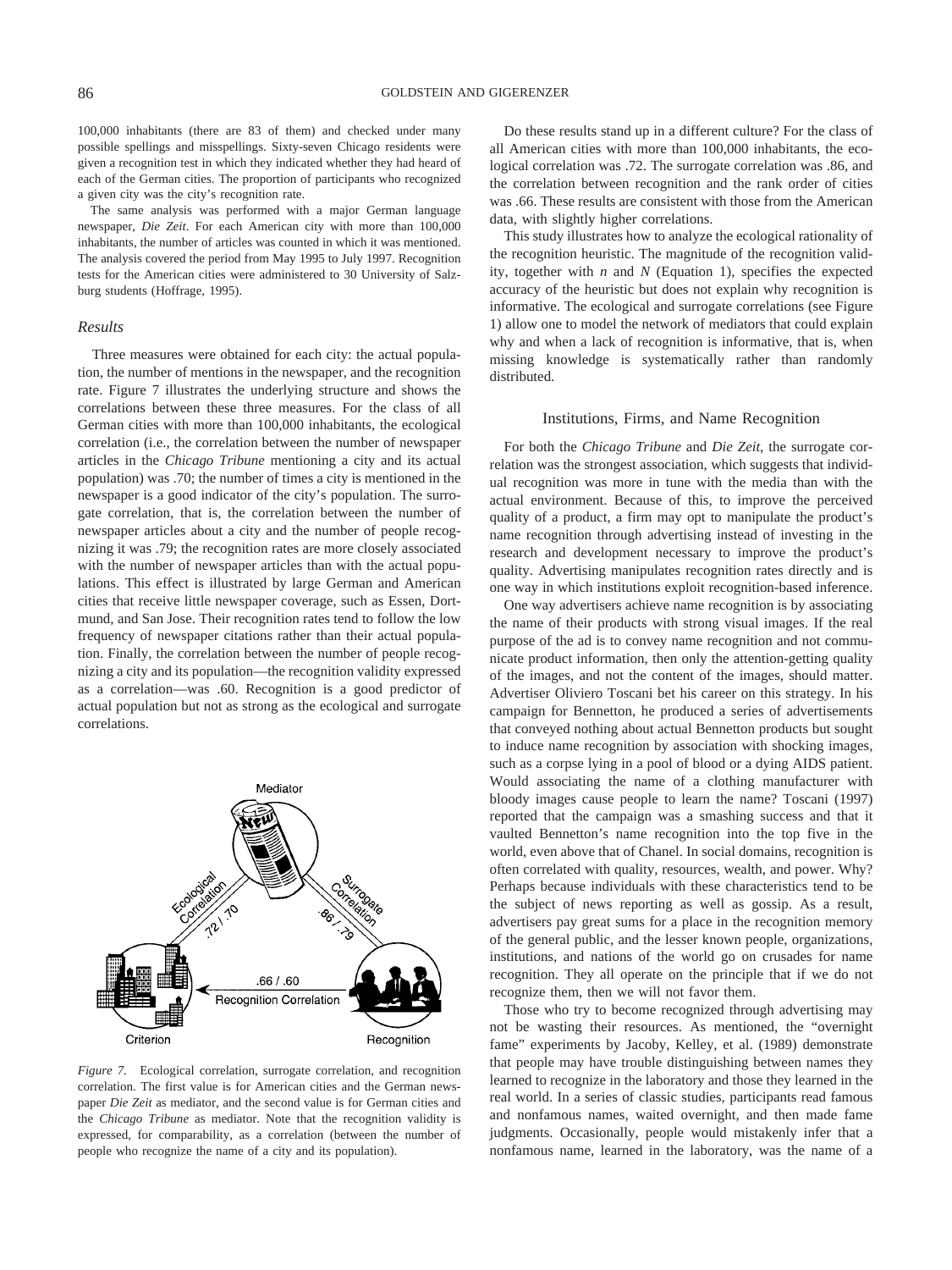100,000 inhabitants (there are 83 of them) and checked under many possible spellings and misspellings. Sixty-seven Chicago residents were given a recognition test in which they indicated whether they had heard of each of the German cities. The proportion of participants who recognized a given city was the city's recognition rate.

The same analysis was performed with a major German language newspaper, *Die Zeit*. For each American city with more than 100,000 inhabitants, the number of articles was counted in which it was mentioned. The analysis covered the period from May 1995 to July 1997. Recognition tests for the American cities were administered to 30 University of Salzburg students (Hoffrage, 1995).

### Results

Three measures were obtained for each city: the actual population, the number of mentions in the newspaper, and the recognition rate. Figure 7 illustrates the underlying structure and shows the correlations between these three measures. For the class of all German cities with more than 100,000 inhabitants, the ecological correlation (i.e., the correlation between the number of newspaper articles in the *Chicago Tribune* mentioning a city and its actual population) was .70; the number of times a city is mentioned in the newspaper is a good indicator of the city's population. The surrogate correlation, that is, the correlation between the number of newspaper articles about a city and the number of people recognizing it was .79; the recognition rates are more closely associated with the number of newspaper articles than with the actual populations. This effect is illustrated by large German and American cities that receive little newspaper coverage, such as Essen, Dortmund, and San Jose. Their recognition rates tend to follow the low frequency of newspaper citations rather than their actual population. Finally, the correlation between the number of people recognizing a city and its population—the recognition validity expressed as a correlation—was .60. Recognition is a good predictor of actual population but not as strong as the ecological and surrogate correlations.

Mediator

Ecological Correlation

.72 / .70

Surrogate Correlation

.86 / .79

.66 / .60

Recognition Correlation

Criterion

Recognition

*Figure 7.* Ecological correlation, surrogate correlation, and recognition correlation. The first value is for American cities and the German newspaper *Die Zeit* as mediator, and the second value is for German cities and the *Chicago Tribune* as mediator. Note that the recognition validity is expressed, for comparability, as a correlation (between the number of people who recognize the name of a city and its population).

Do these results stand up in a different culture? For the class of all American cities with more than 100,000 inhabitants, the ecological correlation was .72. The surrogate correlation was .86, and the correlation between recognition and the rank order of cities was .66. These results are consistent with those from the American data, with slightly higher correlations.

This study illustrates how to analyze the ecological rationality of the recognition heuristic. The magnitude of the recognition validity, together with $n$ and $N$ (Equation 1), specifies the expected accuracy of the heuristic but does not explain why recognition is informative. The ecological and surrogate correlations (see Figure 1) allow one to model the network of mediators that could explain why and when a lack of recognition is informative, that is, when missing knowledge is systematically rather than randomly distributed.

## Institutions, Firms, and Name Recognition

For both the *Chicago Tribune* and *Die Zeit*, the surrogate correlation was the strongest association, which suggests that individual recognition was more in tune with the media than with the actual environment. Because of this, to improve the perceived quality of a product, a firm may opt to manipulate the product's name recognition through advertising instead of investing in the research and development necessary to improve the product's quality. Advertising manipulates recognition rates directly and is one way in which institutions exploit recognition-based inference.

One way advertisers achieve name recognition is by associating the name of their products with strong visual images. If the real purpose of the ad is to convey name recognition and not communicate product information, then only the attention-getting quality of the images, and not the content of the images, should matter. Advertiser Oliviero Toscani bet his career on this strategy. In his campaign for Bennetton, he produced a series of advertisements that conveyed nothing about actual Bennetton products but sought to induce name recognition by association with shocking images, such as a corpse lying in a pool of blood or a dying AIDS patient. Would associating the name of a clothing manufacturer with bloody images cause people to learn the name? Toscani (1997) reported that the campaign was a smashing success and that it vaulted Bennetton's name recognition into the top five in the world, even above that of Chanel. In social domains, recognition is often correlated with quality, resources, wealth, and power. Why? Perhaps because individuals with these characteristics tend to be the subject of news reporting as well as gossip. As a result, advertisers pay great sums for a place in the recognition memory of the general public, and the lesser known people, organizations, institutions, and nations of the world go on crusades for name recognition. They all operate on the principle that if we do not recognize them, then we will not favor them.

Those who try to become recognized through advertising may not be wasting their resources. As mentioned, the "overnight fame" experiments by Jacoby, Kelley, et al. (1989) demonstrate that people may have trouble distinguishing between names they learned to recognize in the laboratory and those they learned in the real world. In a series of classic studies, participants read famous and nonfamous names, waited overnight, and then made fame judgments. Occasionally, people would mistakenly infer that a nonfamous name, learned in the laboratory, was the name of a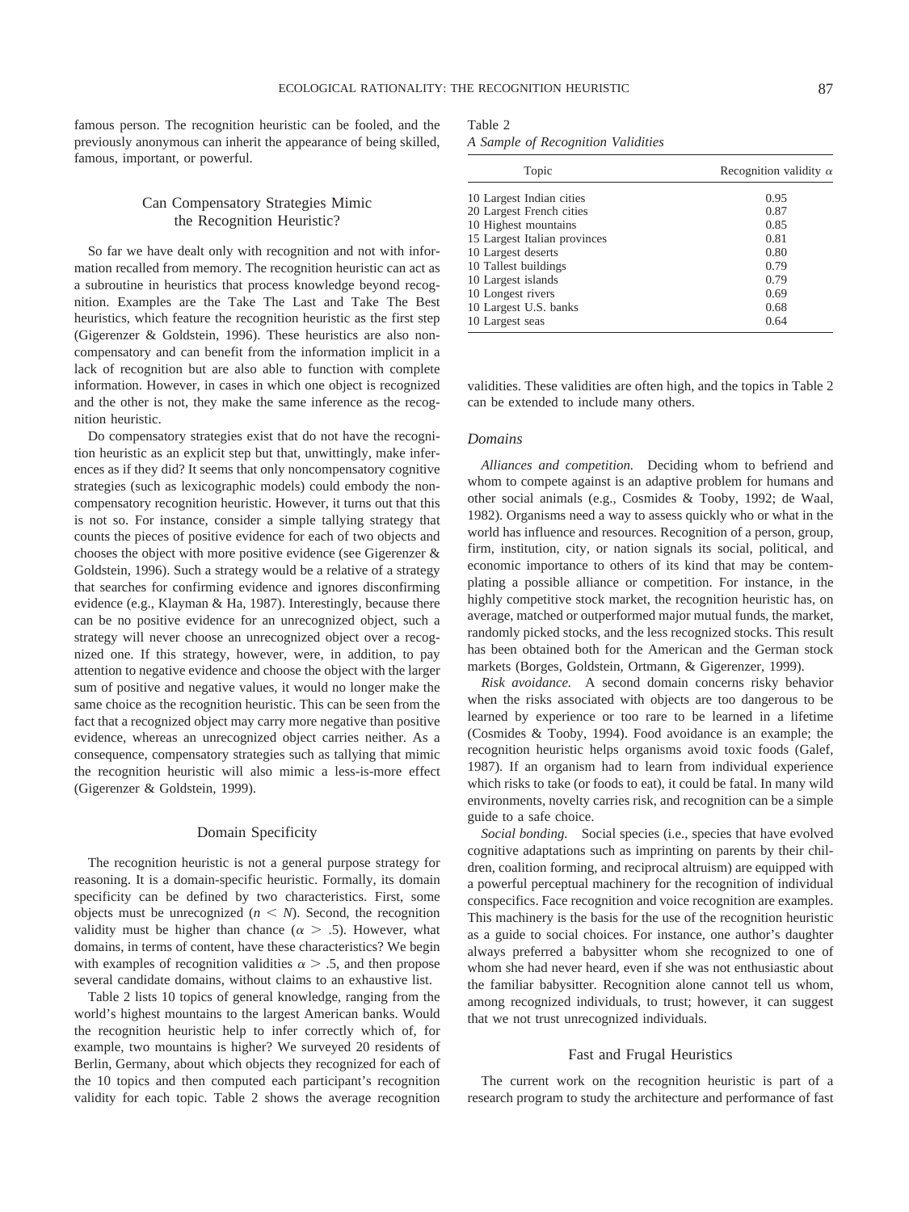famous person. The recognition heuristic can be fooled, and the previously anonymous can inherit the appearance of being skilled, famous, important, or powerful.

## Can Compensatory Strategies Mimic the Recognition Heuristic?

So far we have dealt only with recognition and not with information recalled from memory. The recognition heuristic can act as a subroutine in heuristics that process knowledge beyond recognition. Examples are the Take The Last and Take The Best heuristics, which feature the recognition heuristic as the first step (Gigerenzer & Goldstein, 1996). These heuristics are also noncompensatory and can benefit from the information implicit in a lack of recognition but are also able to function with complete information. However, in cases in which one object is recognized and the other is not, they make the same inference as the recognition heuristic.

Do compensatory strategies exist that do not have the recognition heuristic as an explicit step but that, unwittingly, make inferences as if they did? It seems that only noncompensatory cognitive strategies (such as lexicographic models) could embody the noncompensatory recognition heuristic. However, it turns out that this is not so. For instance, consider a simple tallying strategy that counts the pieces of positive evidence for each of two objects and chooses the object with more positive evidence (see Gigerenzer & Goldstein, 1996). Such a strategy would be a relative of a strategy that searches for confirming evidence and ignores disconfirming evidence (e.g., Klayman & Ha, 1987). Interestingly, because there can be no positive evidence for an unrecognized object, such a strategy will never choose an unrecognized object over a recognized one. If this strategy, however, were, in addition, to pay attention to negative evidence and choose the object with the larger sum of positive and negative values, it would no longer make the same choice as the recognition heuristic. This can be seen from the fact that a recognized object may carry more negative than positive evidence, whereas an unrecognized object carries neither. As a consequence, compensatory strategies such as tallying that mimic the recognition heuristic will also mimic a less-is-more effect (Gigerenzer & Goldstein, 1999).

## Domain Specificity

The recognition heuristic is not a general purpose strategy for reasoning. It is a domain-specific heuristic. Formally, its domain specificity can be defined by two characteristics. First, some objects must be unrecognized ($n < N$). Second, the recognition validity must be higher than chance ($\alpha > .5$). However, what domains, in terms of content, have these characteristics? We begin with examples of recognition validities $\alpha > .5$, and then propose several candidate domains, without claims to an exhaustive list.

Table 2 lists 10 topics of general knowledge, ranging from the world's highest mountains to the largest American banks. Would the recognition heuristic help to infer correctly which of, for example, two mountains is higher? We surveyed 20 residents of Berlin, Germany, about which objects they recognized for each of the 10 topics and then computed each participant's recognition validity for each topic. Table 2 shows the average recognition validities. These validities are often high, and the topics in Table 2 can be extended to include many others.

Table 2
*A Sample of Recognition Validities*

| Topic | Recognition validity $\alpha$ |
|---|---|
| 10 Largest Indian cities | 0.95 |
| 20 Largest French cities | 0.87 |
| 10 Highest mountains | 0.85 |
| 15 Largest Italian provinces | 0.81 |
| 10 Largest deserts | 0.80 |
| 10 Tallest buildings | 0.79 |
| 10 Largest islands | 0.79 |
| 10 Longest rivers | 0.69 |
| 10 Largest U.S. banks | 0.68 |
| 10 Largest seas | 0.64 |

### *Domains*

*Alliances and competition.* Deciding whom to befriend and whom to compete against is an adaptive problem for humans and other social animals (e.g., Cosmides & Tooby, 1992; de Waal, 1982). Organisms need a way to assess quickly who or what in the world has influence and resources. Recognition of a person, group, firm, institution, city, or nation signals its social, political, and economic importance to others of its kind that may be contemplating a possible alliance or competition. For instance, in the highly competitive stock market, the recognition heuristic has, on average, matched or outperformed major mutual funds, the market, randomly picked stocks, and the less recognized stocks. This result has been obtained both for the American and the German stock markets (Borges, Goldstein, Ortmann, & Gigerenzer, 1999).

*Risk avoidance.* A second domain concerns risky behavior when the risks associated with objects are too dangerous to be learned by experience or too rare to be learned in a lifetime (Cosmides & Tooby, 1994). Food avoidance is an example; the recognition heuristic helps organisms avoid toxic foods (Galef, 1987). If an organism had to learn from individual experience which risks to take (or foods to eat), it could be fatal. In many wild environments, novelty carries risk, and recognition can be a simple guide to a safe choice.

*Social bonding.* Social species (i.e., species that have evolved cognitive adaptations such as imprinting on parents by their children, coalition forming, and reciprocal altruism) are equipped with a powerful perceptual machinery for the recognition of individual conspecifics. Face recognition and voice recognition are examples. This machinery is the basis for the use of the recognition heuristic as a guide to social choices. For instance, one author's daughter always preferred a babysitter whom she recognized to one of whom she had never heard, even if she was not enthusiastic about the familiar babysitter. Recognition alone cannot tell us whom, among recognized individuals, to trust; however, it can suggest that we not trust unrecognized individuals.

## Fast and Frugal Heuristics

The current work on the recognition heuristic is part of a research program to study the architecture and performance of fast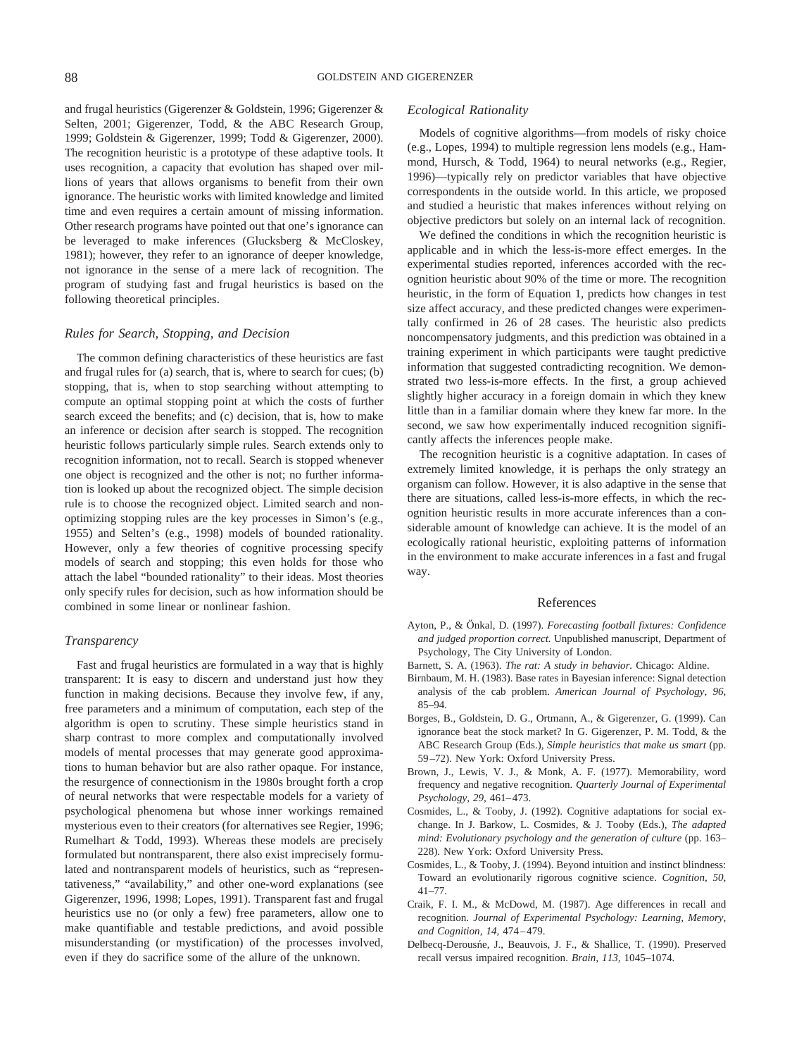and frugal heuristics (Gigerenzer & Goldstein, 1996; Gigerenzer & Selten, 2001; Gigerenzer, Todd, & the ABC Research Group, 1999; Goldstein & Gigerenzer, 1999; Todd & Gigerenzer, 2000). The recognition heuristic is a prototype of these adaptive tools. It uses recognition, a capacity that evolution has shaped over millions of years that allows organisms to benefit from their own ignorance. The heuristic works with limited knowledge and limited time and even requires a certain amount of missing information. Other research programs have pointed out that one's ignorance can be leveraged to make inferences (Glucksberg & McCloskey, 1981); however, they refer to an ignorance of deeper knowledge, not ignorance in the sense of a mere lack of recognition. The program of studying fast and frugal heuristics is based on the following theoretical principles.

### *Rules for Search, Stopping, and Decision*

The common defining characteristics of these heuristics are fast and frugal rules for (a) search, that is, where to search for cues; (b) stopping, that is, when to stop searching without attempting to compute an optimal stopping point at which the costs of further search exceed the benefits; and (c) decision, that is, how to make an inference or decision after search is stopped. The recognition heuristic follows particularly simple rules. Search extends only to recognition information, not to recall. Search is stopped whenever one object is recognized and the other is not; no further information is looked up about the recognized object. The simple decision rule is to choose the recognized object. Limited search and nonoptimizing stopping rules are the key processes in Simon's (e.g., 1955) and Selten's (e.g., 1998) models of bounded rationality. However, only a few theories of cognitive processing specify models of search and stopping; this even holds for those who attach the label "bounded rationality" to their ideas. Most theories only specify rules for decision, such as how information should be combined in some linear or nonlinear fashion.

### *Transparency*

Fast and frugal heuristics are formulated in a way that is highly transparent: It is easy to discern and understand just how they function in making decisions. Because they involve few, if any, free parameters and a minimum of computation, each step of the algorithm is open to scrutiny. These simple heuristics stand in sharp contrast to more complex and computationally involved models of mental processes that may generate good approximations to human behavior but are also rather opaque. For instance, the resurgence of connectionism in the 1980s brought forth a crop of neural networks that were respectable models for a variety of psychological phenomena but whose inner workings remained mysterious even to their creators (for alternatives see Regier, 1996; Rumelhart & Todd, 1993). Whereas these models are precisely formulated but nontransparent, there also exist imprecisely formulated and nontransparent models of heuristics, such as "representativeness," "availability," and other one-word explanations (see Gigerenzer, 1996, 1998; Lopes, 1991). Transparent fast and frugal heuristics use no (or only a few) free parameters, allow one to make quantifiable and testable predictions, and avoid possible misunderstanding (or mystification) of the processes involved, even if they do sacrifice some of the allure of the unknown.

### *Ecological Rationality*

Models of cognitive algorithms—from models of risky choice (e.g., Lopes, 1994) to multiple regression lens models (e.g., Hammond, Hursch, & Todd, 1964) to neural networks (e.g., Regier, 1996)—typically rely on predictor variables that have objective correspondents in the outside world. In this article, we proposed and studied a heuristic that makes inferences without relying on objective predictors but solely on an internal lack of recognition.

We defined the conditions in which the recognition heuristic is applicable and in which the less-is-more effect emerges. In the experimental studies reported, inferences accorded with the recognition heuristic about 90% of the time or more. The recognition heuristic, in the form of Equation 1, predicts how changes in test size affect accuracy, and these predicted changes were experimentally confirmed in 26 of 28 cases. The heuristic also predicts noncompensatory judgments, and this prediction was obtained in a training experiment in which participants were taught predictive information that suggested contradicting recognition. We demonstrated two less-is-more effects. In the first, a group achieved slightly higher accuracy in a foreign domain in which they knew little than in a familiar domain where they knew far more. In the second, we saw how experimentally induced recognition significantly affects the inferences people make.

The recognition heuristic is a cognitive adaptation. In cases of extremely limited knowledge, it is perhaps the only strategy an organism can follow. However, it is also adaptive in the sense that there are situations, called less-is-more effects, in which the recognition heuristic results in more accurate inferences than a considerable amount of knowledge can achieve. It is the model of an ecologically rational heuristic, exploiting patterns of information in the environment to make accurate inferences in a fast and frugal way.

## References

Ayton, P., & Önkal, D. (1997). *Forecasting football fixtures: Confidence and judged proportion correct.* Unpublished manuscript, Department of Psychology, The City University of London.

Barnett, S. A. (1963). *The rat: A study in behavior.* Chicago: Aldine.

Birnbaum, M. H. (1983). Base rates in Bayesian inference: Signal detection analysis of the cab problem. *American Journal of Psychology, 96,* 85–94.

Borges, B., Goldstein, D. G., Ortmann, A., & Gigerenzer, G. (1999). Can ignorance beat the stock market? In G. Gigerenzer, P. M. Todd, & the ABC Research Group (Eds.), *Simple heuristics that make us smart* (pp. 59–72). New York: Oxford University Press.

Brown, J., Lewis, V. J., & Monk, A. F. (1977). Memorability, word frequency and negative recognition. *Quarterly Journal of Experimental Psychology, 29,* 461–473.

Cosmides, L., & Tooby, J. (1992). Cognitive adaptations for social exchange. In J. Barkow, L. Cosmides, & J. Tooby (Eds.), *The adapted mind: Evolutionary psychology and the generation of culture* (pp. 163–228). New York: Oxford University Press.

Cosmides, L., & Tooby, J. (1994). Beyond intuition and instinct blindness: Toward an evolutionarily rigorous cognitive science. *Cognition, 50,* 41–77.

Craik, F. I. M., & McDowd, M. (1987). Age differences in recall and recognition. *Journal of Experimental Psychology: Learning, Memory, and Cognition, 14,* 474–479.

Delbecq-Derousńe, J., Beauvois, J. F., & Shallice, T. (1990). Preserved recall versus impaired recognition. *Brain, 113,* 1045–1074.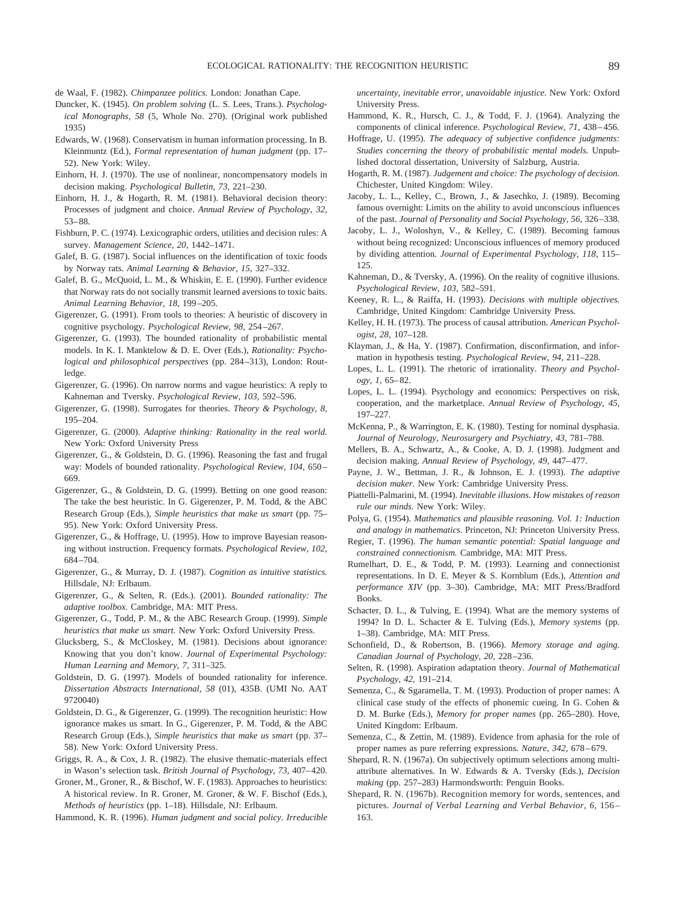de Waal, F. (1982). *Chimpanzee politics.* London: Jonathan Cape.

Duncker, K. (1945). *On problem solving* (L. S. Lees, Trans.). *Psychological Monographs, 58* (5, Whole No. 270). (Original work published 1935)

Edwards, W. (1968). Conservatism in human information processing. In B. Kleinmuntz (Ed.), *Formal representation of human judgment* (pp. 17–52). New York: Wiley.

Einhorn, H. J. (1970). The use of nonlinear, noncompensatory models in decision making. *Psychological Bulletin, 73,* 221–230.

Einhorn, H. J., & Hogarth, R. M. (1981). Behavioral decision theory: Processes of judgment and choice. *Annual Review of Psychology, 32,* 53–88.

Fishburn, P. C. (1974). Lexicographic orders, utilities and decision rules: A survey. *Management Science, 20,* 1442–1471.

Galef, B. G. (1987). Social influences on the identification of toxic foods by Norway rats. *Animal Learning & Behavior, 15,* 327–332.

Galef, B. G., McQuoid, L. M., & Whiskin, E. E. (1990). Further evidence that Norway rats do not socially transmit learned aversions to toxic baits. *Animal Learning Behavior, 18,* 199–205.

Gigerenzer, G. (1991). From tools to theories: A heuristic of discovery in cognitive psychology. *Psychological Review, 98,* 254–267.

Gigerenzer, G. (1993). The bounded rationality of probabilistic mental models. In K. I. Manktelow & D. E. Over (Eds.), *Rationality: Psychological and philosophical perspectives* (pp. 284–313), London: Routledge.

Gigerenzer, G. (1996). On narrow norms and vague heuristics: A reply to Kahneman and Tversky. *Psychological Review, 103,* 592–596.

Gigerenzer, G. (1998). Surrogates for theories. *Theory & Psychology, 8,* 195–204.

Gigerenzer, G. (2000). *Adaptive thinking: Rationality in the real world.* New York: Oxford University Press

Gigerenzer, G., & Goldstein, D. G. (1996). Reasoning the fast and frugal way: Models of bounded rationality. *Psychological Review, 104,* 650–669.

Gigerenzer, G., & Goldstein, D. G. (1999). Betting on one good reason: The take the best heuristic. In G. Gigerenzer, P. M. Todd, & the ABC Research Group (Eds.), *Simple heuristics that make us smart* (pp. 75–95). New York: Oxford University Press.

Gigerenzer, G., & Hoffrage, U. (1995). How to improve Bayesian reasoning without instruction. Frequency formats. *Psychological Review, 102,* 684–704.

Gigerenzer, G., & Murray, D. J. (1987). *Cognition as intuitive statistics.* Hillsdale, NJ: Erlbaum.

Gigerenzer, G., & Selten, R. (Eds.). (2001). *Bounded rationality: The adaptive toolbox.* Cambridge, MA: MIT Press.

Gigerenzer, G., Todd, P. M., & the ABC Research Group. (1999). *Simple heuristics that make us smart.* New York: Oxford University Press.

Glucksberg, S., & McCloskey, M. (1981). Decisions about ignorance: Knowing that you don't know. *Journal of Experimental Psychology: Human Learning and Memory, 7,* 311–325.

Goldstein, D. G. (1997). Models of bounded rationality for inference. *Dissertation Abstracts International, 58* (01), 435B. (UMI No. AAT 9720040)

Goldstein, D. G., & Gigerenzer, G. (1999). The recognition heuristic: How ignorance makes us smart. In G., Gigerenzer, P. M. Todd, & the ABC Research Group (Eds.), *Simple heuristics that make us smart* (pp. 37–58). New York: Oxford University Press.

Griggs, R. A., & Cox, J. R. (1982). The elusive thematic-materials effect in Wason's selection task. *British Journal of Psychology, 73,* 407–420.

Groner, M., Groner, R., & Bischof, W. F. (1983). Approaches to heuristics: A historical review. In R. Groner, M. Groner, & W. F. Bischof (Eds.), *Methods of heuristics* (pp. 1–18). Hillsdale, NJ: Erlbaum.

Hammond, K. R. (1996). *Human judgment and social policy. Irreducible uncertainty, inevitable error, unavoidable injustice.* New York: Oxford University Press.

Hammond, K. R., Hursch, C. J., & Todd, F. J. (1964). Analyzing the components of clinical inference. *Psychological Review, 71,* 438–456.

Hoffrage, U. (1995). *The adequacy of subjective confidence judgments: Studies concerning the theory of probabilistic mental models.* Unpublished doctoral dissertation, University of Salzburg, Austria.

Hogarth, R. M. (1987). *Judgement and choice: The psychology of decision.* Chichester, United Kingdom: Wiley.

Jacoby, L. L., Kelley, C., Brown, J., & Jasechko, J. (1989). Becoming famous overnight: Limits on the ability to avoid unconscious influences of the past. *Journal of Personality and Social Psychology, 56,* 326–338.

Jacoby, L. J., Woloshyn, V., & Kelley, C. (1989). Becoming famous without being recognized: Unconscious influences of memory produced by dividing attention. *Journal of Experimental Psychology, 118,* 115–125.

Kahneman, D., & Tversky, A. (1996). On the reality of cognitive illusions. *Psychological Review, 103,* 582–591.

Keeney, R. L., & Raiffa, H. (1993). *Decisions with multiple objectives.* Cambridge, United Kingdom: Cambridge University Press.

Kelley, H. H. (1973). The process of causal attribution. *American Psychologist, 28,* 107–128.

Klayman, J., & Ha, Y. (1987). Confirmation, disconfirmation, and information in hypothesis testing. *Psychological Review, 94,* 211–228.

Lopes, L. L. (1991). The rhetoric of irrationality. *Theory and Psychology, 1,* 65–82.

Lopes, L. L. (1994). Psychology and economics: Perspectives on risk, cooperation, and the marketplace. *Annual Review of Psychology, 45,* 197–227.

McKenna, P., & Warrington, E. K. (1980). Testing for nominal dysphasia. *Journal of Neurology, Neurosurgery and Psychiatry, 43,* 781–788.

Mellers, B. A., Schwartz, A., & Cooke, A. D. J. (1998). Judgment and decision making. *Annual Review of Psychology, 49,* 447–477.

Payne, J. W., Bettman, J. R., & Johnson, E. J. (1993). *The adaptive decision maker.* New York: Cambridge University Press.

Piattelli-Palmarini, M. (1994). *Inevitable illusions. How mistakes of reason rule our minds.* New York: Wiley.

Polya, G. (1954). *Mathematics and plausible reasoning. Vol. 1: Induction and analogy in mathematics.* Princeton, NJ: Princeton University Press.

Regier, T. (1996). *The human semantic potential: Spatial language and constrained connectionism.* Cambridge, MA: MIT Press.

Rumelhart, D. E., & Todd, P. M. (1993). Learning and connectionist representations. In D. E. Meyer & S. Kornblum (Eds.), *Attention and performance XIV* (pp. 3–30). Cambridge, MA: MIT Press/Bradford Books.

Schacter, D. L., & Tulving, E. (1994). What are the memory systems of 1994? In D. L. Schacter & E. Tulving (Eds.), *Memory systems* (pp. 1–38). Cambridge, MA: MIT Press.

Schonfield, D., & Robertson, B. (1966). *Memory storage and aging. Canadian Journal of Psychology, 20,* 228–236.

Selten, R. (1998). Aspiration adaptation theory. *Journal of Mathematical Psychology, 42,* 191–214.

Semenza, C., & Sgaramella, T. M. (1993). Production of proper names: A clinical case study of the effects of phonemic cueing. In G. Cohen & D. M. Burke (Eds.), *Memory for proper names* (pp. 265–280). Hove, United Kingdom: Erlbaum.

Semenza, C., & Zettin, M. (1989). Evidence from aphasia for the role of proper names as pure referring expressions. *Nature, 342,* 678–679.

Shepard, R. N. (1967a). On subjectively optimum selections among multiattribute alternatives. In W. Edwards & A. Tversky (Eds.), *Decision making* (pp. 257–283) Harmondsworth: Penguin Books.

Shepard, R. N. (1967b). Recognition memory for words, sentences, and pictures. *Journal of Verbal Learning and Verbal Behavior, 6,* 156–163.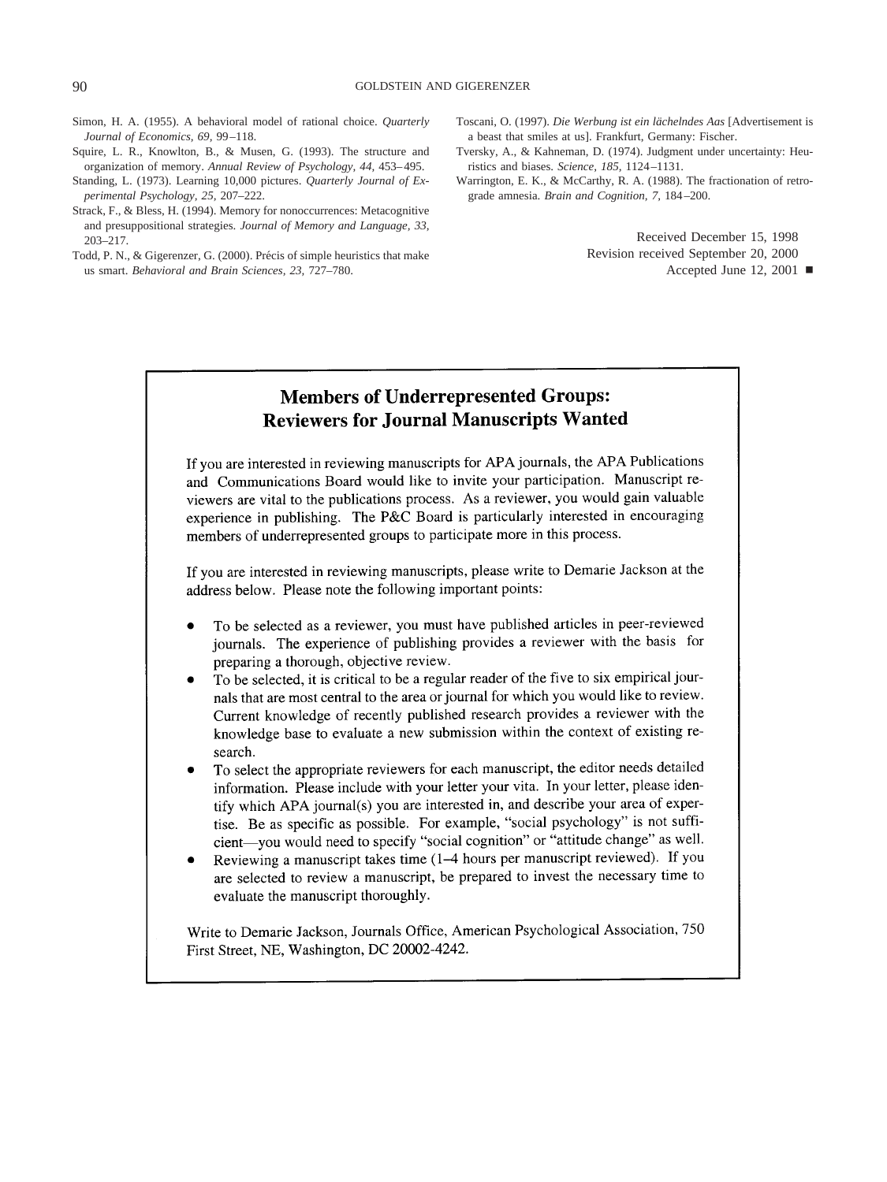Simon, H. A. (1955). A behavioral model of rational choice. *Quarterly Journal of Economics, 69,* 99–118.

Squire, L. R., Knowlton, B., & Musen, G. (1993). The structure and organization of memory. *Annual Review of Psychology, 44,* 453–495.

Standing, L. (1973). Learning 10,000 pictures. *Quarterly Journal of Experimental Psychology, 25,* 207–222.

Strack, F., & Bless, H. (1994). Memory for nonoccurrences: Metacognitive and presuppositional strategies. *Journal of Memory and Language, 33,* 203–217.

Todd, P. N., & Gigerenzer, G. (2000). Précis of simple heuristics that make us smart. *Behavioral and Brain Sciences, 23,* 727–780.

Toscani, O. (1997). *Die Werbung ist ein lächelndes Aas* [Advertisement is a beast that smiles at us]. Frankfurt, Germany: Fischer.

Tversky, A., & Kahneman, D. (1974). Judgment under uncertainty: Heuristics and biases. *Science, 185,* 1124–1131.

Warrington, E. K., & McCarthy, R. A. (1988). The fractionation of retrograde amnesia. *Brain and Cognition, 7,* 184–200.

Received December 15, 1998
Revision received September 20, 2000
Accepted June 12, 2001 ■

## Members of Underrepresented Groups: Reviewers for Journal Manuscripts Wanted

If you are interested in reviewing manuscripts for APA journals, the APA Publications and Communications Board would like to invite your participation. Manuscript reviewers are vital to the publications process. As a reviewer, you would gain valuable experience in publishing. The P&C Board is particularly interested in encouraging members of underrepresented groups to participate more in this process.

If you are interested in reviewing manuscripts, please write to Demarie Jackson at the address below. Please note the following important points:

- To be selected as a reviewer, you must have published articles in peer-reviewed journals. The experience of publishing provides a reviewer with the basis for preparing a thorough, objective review.
- To be selected, it is critical to be a regular reader of the five to six empirical journals that are most central to the area or journal for which you would like to review. Current knowledge of recently published research provides a reviewer with the knowledge base to evaluate a new submission within the context of existing research.
- To select the appropriate reviewers for each manuscript, the editor needs detailed information. Please include with your letter your vita. In your letter, please identify which APA journal(s) you are interested in, and describe your area of expertise. Be as specific as possible. For example, "social psychology" is not sufficient—you would need to specify "social cognition" or "attitude change" as well.
- Reviewing a manuscript takes time (1–4 hours per manuscript reviewed). If you are selected to review a manuscript, be prepared to invest the necessary time to evaluate the manuscript thoroughly.

Write to Demarie Jackson, Journals Office, American Psychological Association, 750 First Street, NE, Washington, DC 20002-4242.